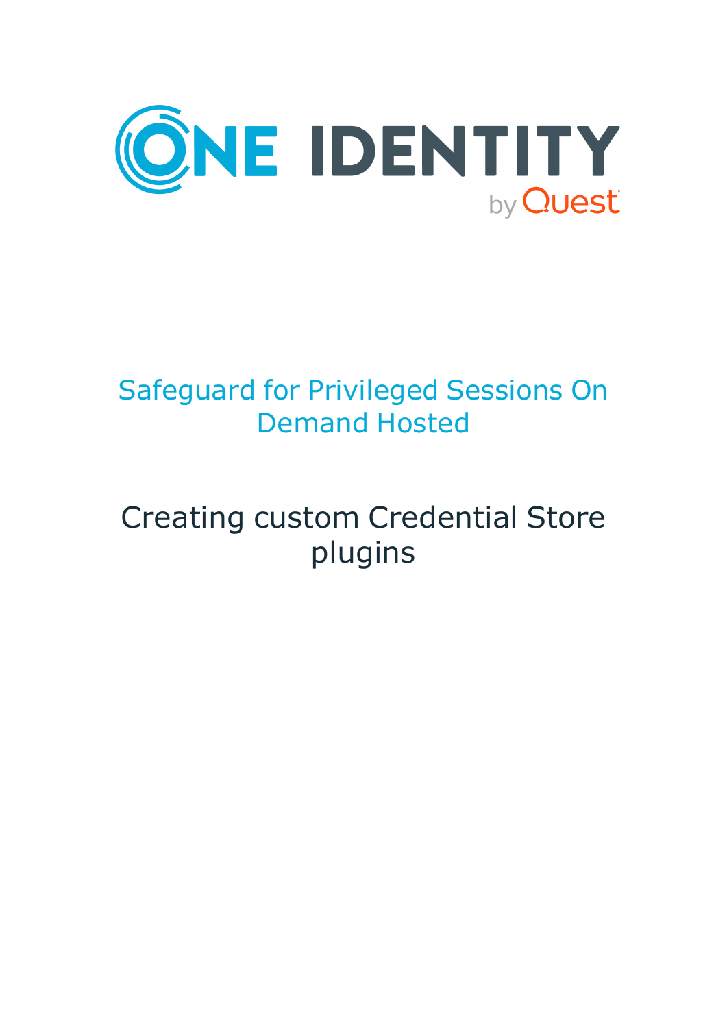# Safeguard for Privileged Sessions On Demand Hosted

## Creating custom Credential Store plugins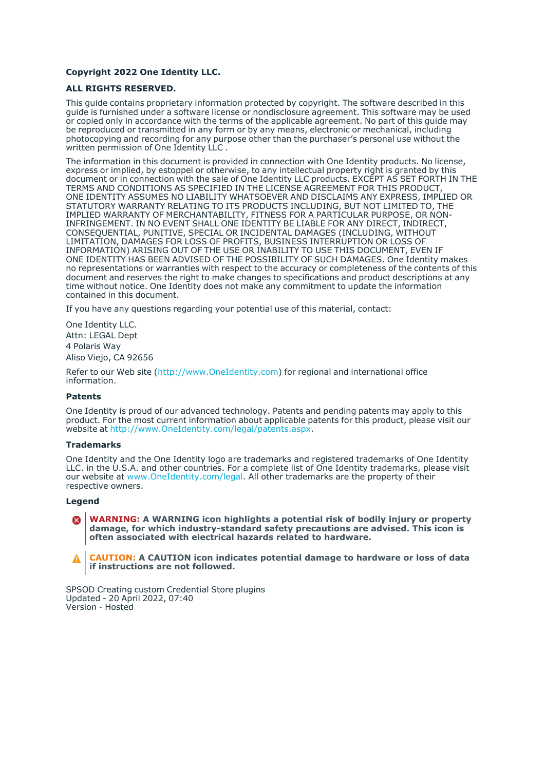**Copyright 2022 One Identity LLC.**

**ALL RIGHTS RESERVED.**

This guide contains proprietary information protected by copyright. The software described in this guide is furnished under a software license or nondisclosure agreement. This software may be used or copied only in accordance with the terms of the applicable agreement. No part of this guide may be reproduced or transmitted in any form or by any means, electronic or mechanical, including photocopying and recording for any purpose other than the purchaser's personal use without the written permission of One Identity LLC .

The information in this document is provided in connection with One Identity products. No license, express or implied, by estoppel or otherwise, to any intellectual property right is granted by this document or in connection with the sale of One Identity LLC products. EXCEPT AS SET FORTH IN THE TERMS AND CONDITIONS AS SPECIFIED IN THE LICENSE AGREEMENT FOR THIS PRODUCT, ONE IDENTITY ASSUMES NO LIABILITY WHATSOEVER AND DISCLAIMS ANY EXPRESS, IMPLIED OR STATUTORY WARRANTY RELATING TO ITS PRODUCTS INCLUDING, BUT NOT LIMITED TO, THE IMPLIED WARRANTY OF MERCHANTABILITY, FITNESS FOR A PARTICULAR PURPOSE, OR NON-INFRINGEMENT. IN NO EVENT SHALL ONE IDENTITY BE LIABLE FOR ANY DIRECT, INDIRECT, CONSEQUENTIAL, PUNITIVE, SPECIAL OR INCIDENTAL DAMAGES (INCLUDING, WITHOUT LIMITATION, DAMAGES FOR LOSS OF PROFITS, BUSINESS INTERRUPTION OR LOSS OF INFORMATION) ARISING OUT OF THE USE OR INABILITY TO USE THIS DOCUMENT, EVEN IF ONE IDENTITY HAS BEEN ADVISED OF THE POSSIBILITY OF SUCH DAMAGES. One Identity makes no representations or warranties with respect to the accuracy or completeness of the contents of this document and reserves the right to make changes to specifications and product descriptions at any time without notice. One Identity does not make any commitment to update the information contained in this document.

If you have any questions regarding your potential use of this material, contact:

One Identity LLC.
Attn: LEGAL Dept
4 Polaris Way
Aliso Viejo, CA 92656

Refer to our Web site (http://www.OneIdentity.com) for regional and international office information.

### Patents

One Identity is proud of our advanced technology. Patents and pending patents may apply to this product. For the most current information about applicable patents for this product, please visit our website at http://www.OneIdentity.com/legal/patents.aspx.

### Trademarks

One Identity and the One Identity logo are trademarks and registered trademarks of One Identity LLC. in the U.S.A. and other countries. For a complete list of One Identity trademarks, please visit our website at www.OneIdentity.com/legal. All other trademarks are the property of their respective owners.

### Legend

**WARNING: A WARNING icon highlights a potential risk of bodily injury or property damage, for which industry-standard safety precautions are advised. This icon is often associated with electrical hazards related to hardware.**

**CAUTION: A CAUTION icon indicates potential damage to hardware or loss of data if instructions are not followed.**

SPSOD Creating custom Credential Store plugins
Updated - 20 April 2022, 07:40
Version - Hosted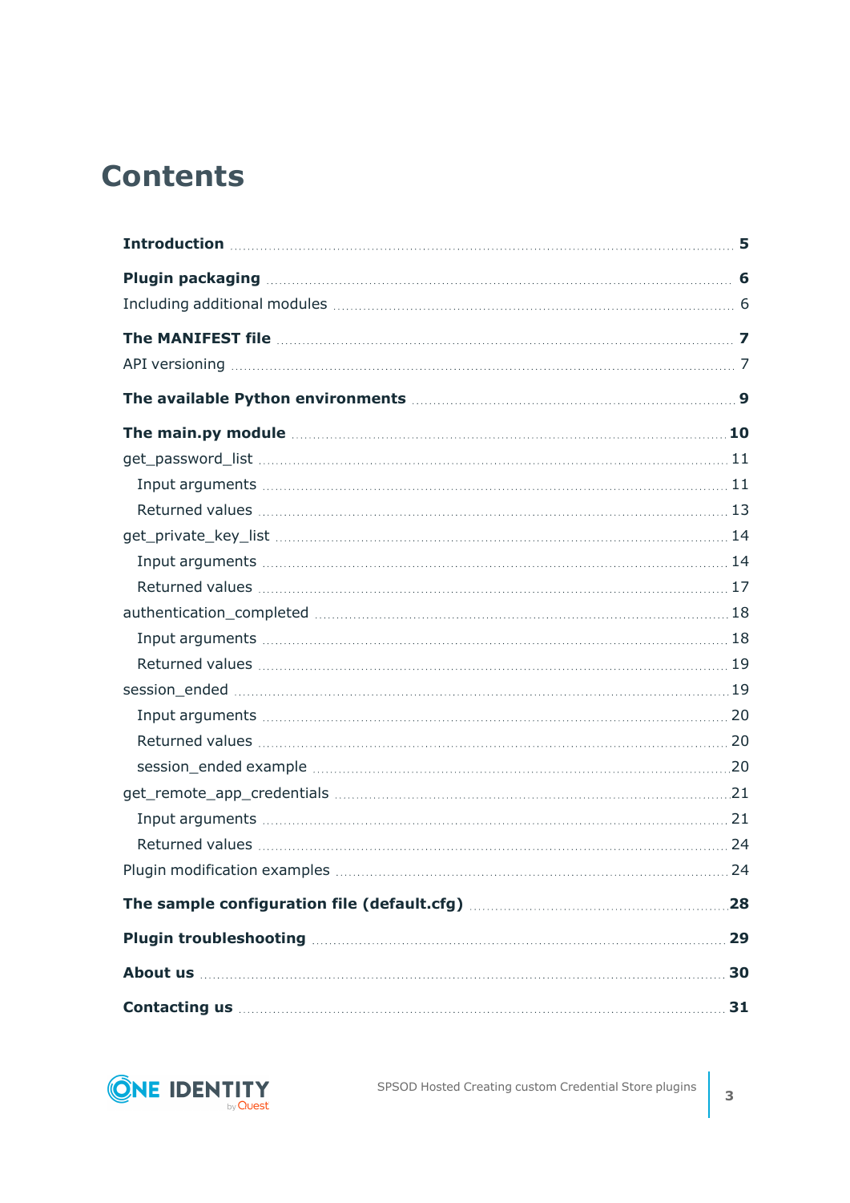# Contents

**Introduction** ..... **5**

**Plugin packaging** ..... **6**

Including additional modules ..... 6

**The MANIFEST file** ..... **7**

API versioning ..... 7

**The available Python environments** ..... **9**

**The main.py module** ..... **10**

get_password_list ..... 11

- Input arguments ..... 11
- Returned values ..... 13

get_private_key_list ..... 14

- Input arguments ..... 14
- Returned values ..... 17

authentication_completed ..... 18

- Input arguments ..... 18
- Returned values ..... 19

session_ended ..... 19

- Input arguments ..... 20
- Returned values ..... 20
- session_ended example ..... 20

get_remote_app_credentials ..... 21

- Input arguments ..... 21
- Returned values ..... 24

Plugin modification examples ..... 24

**The sample configuration file (default.cfg)** ..... **28**

**Plugin troubleshooting** ..... **29**

**About us** ..... **30**

**Contacting us** ..... **31**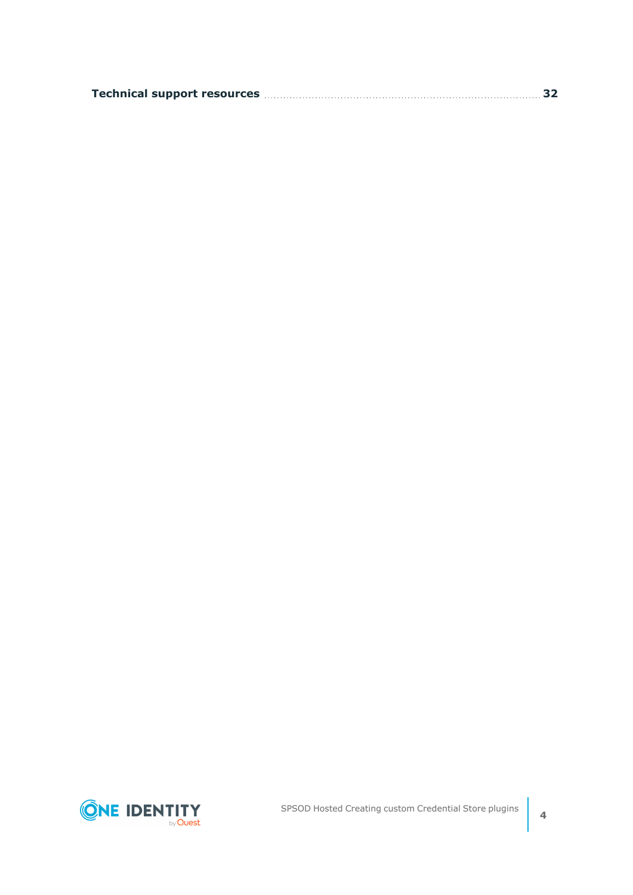**Technical support resources** ........................................................................................ **32**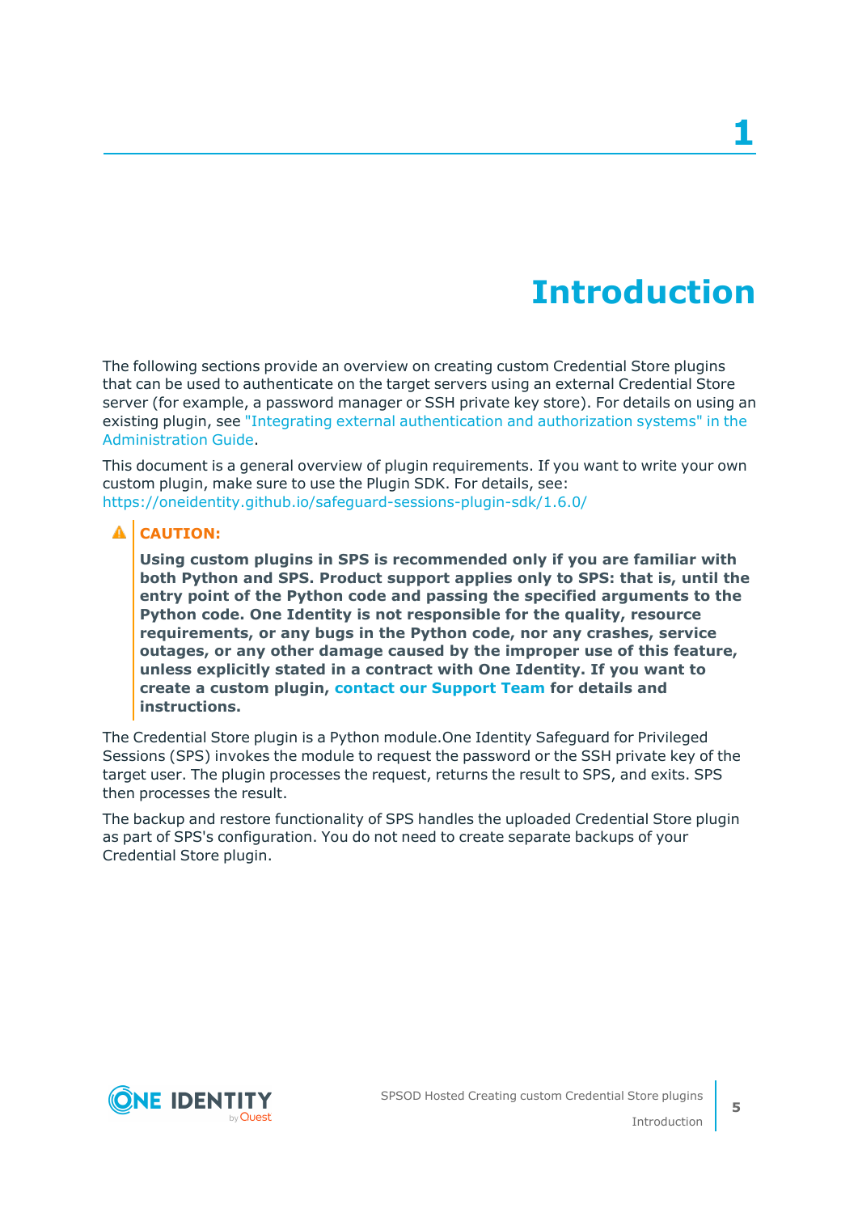# 1 Introduction

The following sections provide an overview on creating custom Credential Store plugins that can be used to authenticate on the target servers using an external Credential Store server (for example, a password manager or SSH private key store). For details on using an existing plugin, see "Integrating external authentication and authorization systems" in the Administration Guide.

This document is a general overview of plugin requirements. If you want to write your own custom plugin, make sure to use the Plugin SDK. For details, see: https://oneidentity.github.io/safeguard-sessions-plugin-sdk/1.6.0/

> **CAUTION:**
>
> **Using custom plugins in SPS is recommended only if you are familiar with both Python and SPS. Product support applies only to SPS: that is, until the entry point of the Python code and passing the specified arguments to the Python code. One Identity is not responsible for the quality, resource requirements, or any bugs in the Python code, nor any crashes, service outages, or any other damage caused by the improper use of this feature, unless explicitly stated in a contract with One Identity. If you want to create a custom plugin, contact our Support Team for details and instructions.**

The Credential Store plugin is a Python module.One Identity Safeguard for Privileged Sessions (SPS) invokes the module to request the password or the SSH private key of the target user. The plugin processes the request, returns the result to SPS, and exits. SPS then processes the result.

The backup and restore functionality of SPS handles the uploaded Credential Store plugin as part of SPS's configuration. You do not need to create separate backups of your Credential Store plugin.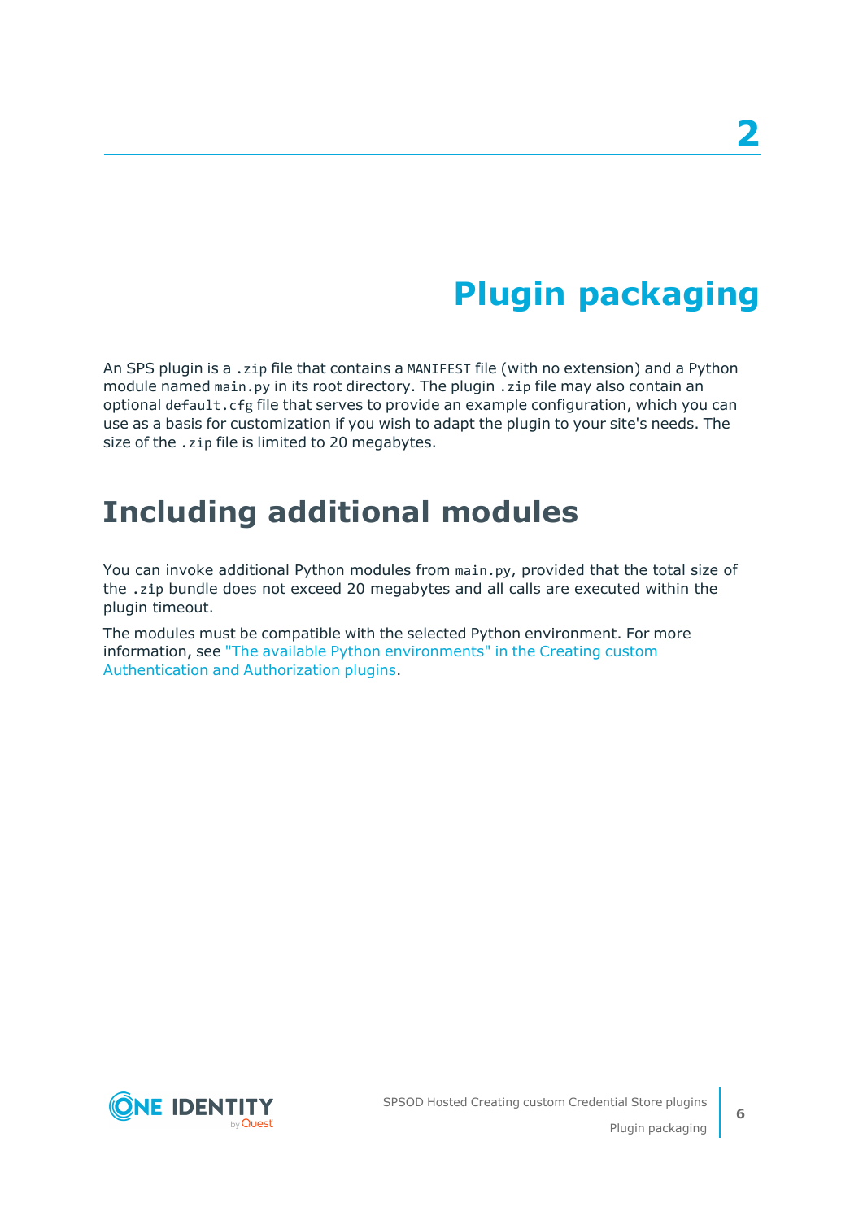# 2 Plugin packaging

An SPS plugin is a `.zip` file that contains a `MANIFEST` file (with no extension) and a Python module named `main.py` in its root directory. The plugin `.zip` file may also contain an optional `default.cfg` file that serves to provide an example configuration, which you can use as a basis for customization if you wish to adapt the plugin to your site's needs. The size of the `.zip` file is limited to 20 megabytes.

## Including additional modules

You can invoke additional Python modules from `main.py`, provided that the total size of the `.zip` bundle does not exceed 20 megabytes and all calls are executed within the plugin timeout.

The modules must be compatible with the selected Python environment. For more information, see "The available Python environments" in the Creating custom Authentication and Authorization plugins.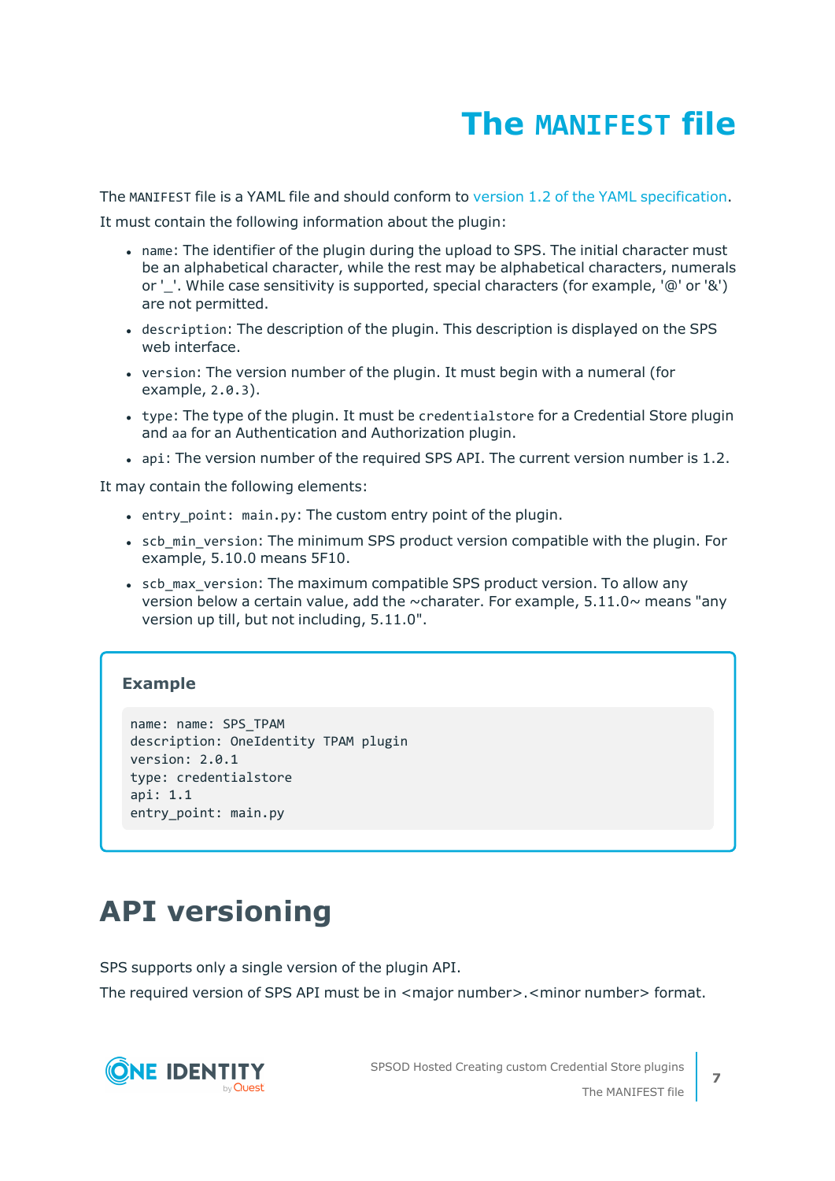# The `MANIFEST` file

The `MANIFEST` file is a YAML file and should conform to version 1.2 of the YAML specification.

It must contain the following information about the plugin:

- `name`: The identifier of the plugin during the upload to SPS. The initial character must be an alphabetical character, while the rest may be alphabetical characters, numerals or '_'. While case sensitivity is supported, special characters (for example, '@' or '&') are not permitted.
- `description`: The description of the plugin. This description is displayed on the SPS web interface.
- `version`: The version number of the plugin. It must begin with a numeral (for example, `2.0.3`).
- `type`: The type of the plugin. It must be `credentialstore` for a Credential Store plugin and `aa` for an Authentication and Authorization plugin.
- `api`: The version number of the required SPS API. The current version number is 1.2.

It may contain the following elements:

- `entry_point: main.py`: The custom entry point of the plugin.
- `scb_min_version`: The minimum SPS product version compatible with the plugin. For example, 5.10.0 means 5F10.
- `scb_max_version`: The maximum compatible SPS product version. To allow any version below a certain value, add the ~charater. For example, 5.11.0~ means "any version up till, but not including, 5.11.0".

**Example**

```
name: name: SPS_TPAM
description: OneIdentity TPAM plugin
version: 2.0.1
type: credentialstore
api: 1.1
entry_point: main.py
```

# API versioning

SPS supports only a single version of the plugin API.

The required version of SPS API must be in <major number>.<minor number> format.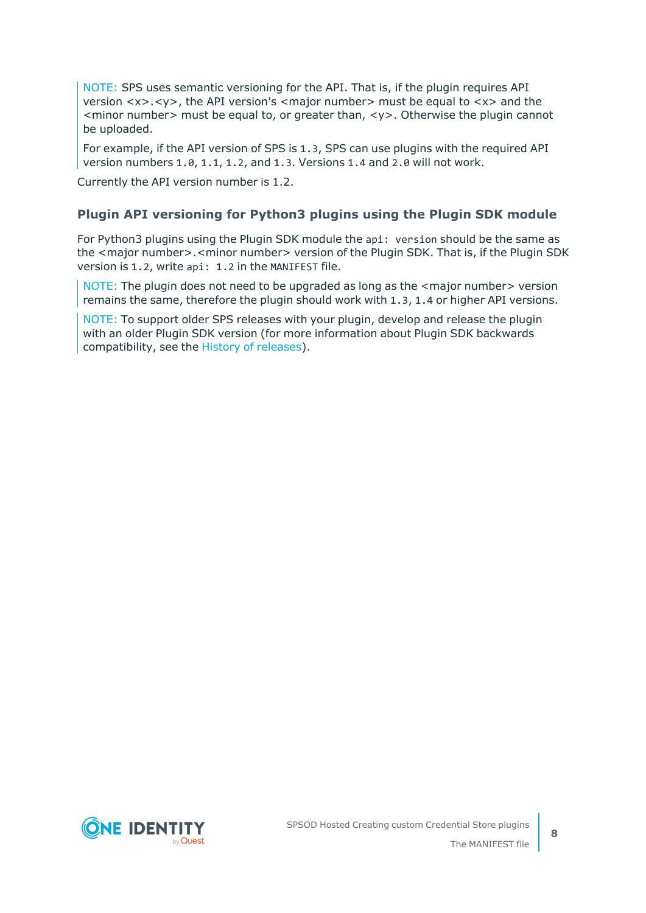> NOTE: SPS uses semantic versioning for the API. That is, if the plugin requires API version <x>.<y>, the API version's <major number> must be equal to <x> and the <minor number> must be equal to, or greater than, <y>. Otherwise the plugin cannot be uploaded.
>
> For example, if the API version of SPS is `1.3`, SPS can use plugins with the required API version numbers `1.0`, `1.1`, `1.2`, and `1.3`. Versions `1.4` and `2.0` will not work.

Currently the API version number is 1.2.

### Plugin API versioning for Python3 plugins using the Plugin SDK module

For Python3 plugins using the Plugin SDK module the `api: version` should be the same as the <major number>.<minor number> version of the Plugin SDK. That is, if the Plugin SDK version is `1.2`, write `api: 1.2` in the `MANIFEST` file.

> NOTE: The plugin does not need to be upgraded as long as the <major number> version remains the same, therefore the plugin should work with `1.3`, `1.4` or higher API versions.

> NOTE: To support older SPS releases with your plugin, develop and release the plugin with an older Plugin SDK version (for more information about Plugin SDK backwards compatibility, see the History of releases).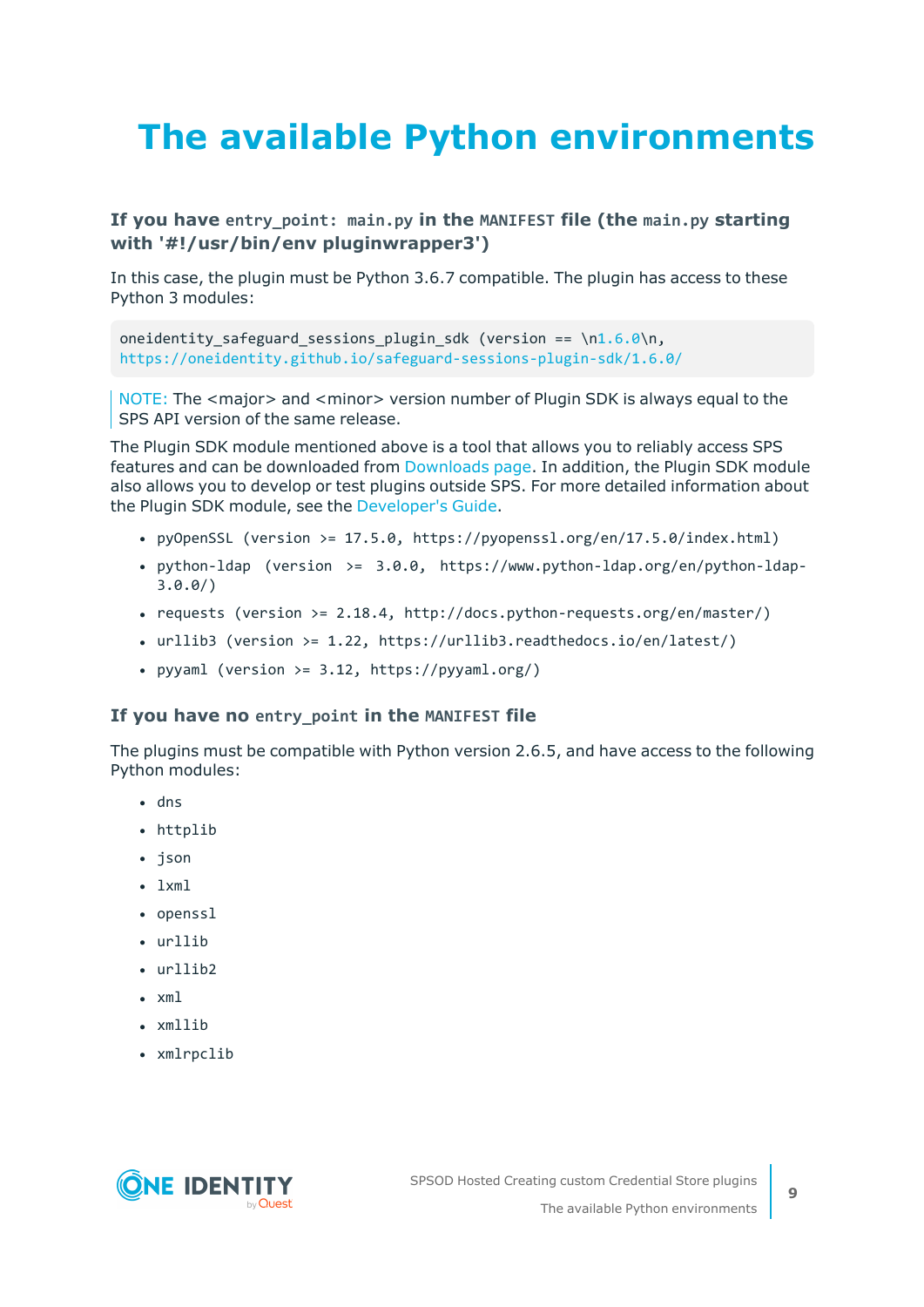# The available Python environments

### If you have `entry_point: main.py` in the `MANIFEST` file (the `main.py` starting with '#!/usr/bin/env pluginwrapper3')

In this case, the plugin must be Python 3.6.7 compatible. The plugin has access to these Python 3 modules:

```
oneidentity_safeguard_sessions_plugin_sdk (version == \n1.6.0\n,
https://oneidentity.github.io/safeguard-sessions-plugin-sdk/1.6.0/
```

> NOTE: The <major> and <minor> version number of Plugin SDK is always equal to the SPS API version of the same release.

The Plugin SDK module mentioned above is a tool that allows you to reliably access SPS features and can be downloaded from Downloads page. In addition, the Plugin SDK module also allows you to develop or test plugins outside SPS. For more detailed information about the Plugin SDK module, see the Developer's Guide.

- `pyOpenSSL (version >= 17.5.0, https://pyopenssl.org/en/17.5.0/index.html)`
- `python-ldap (version >= 3.0.0, https://www.python-ldap.org/en/python-ldap-3.0.0/)`
- `requests (version >= 2.18.4, http://docs.python-requests.org/en/master/)`
- `urllib3 (version >= 1.22, https://urllib3.readthedocs.io/en/latest/)`
- `pyyaml (version >= 3.12, https://pyyaml.org/)`

### If you have no `entry_point` in the `MANIFEST` file

The plugins must be compatible with Python version 2.6.5, and have access to the following Python modules:

- `dns`
- `httplib`
- `json`
- `lxml`
- `openssl`
- `urllib`
- `urllib2`
- `xml`
- `xmllib`
- `xmlrpclib`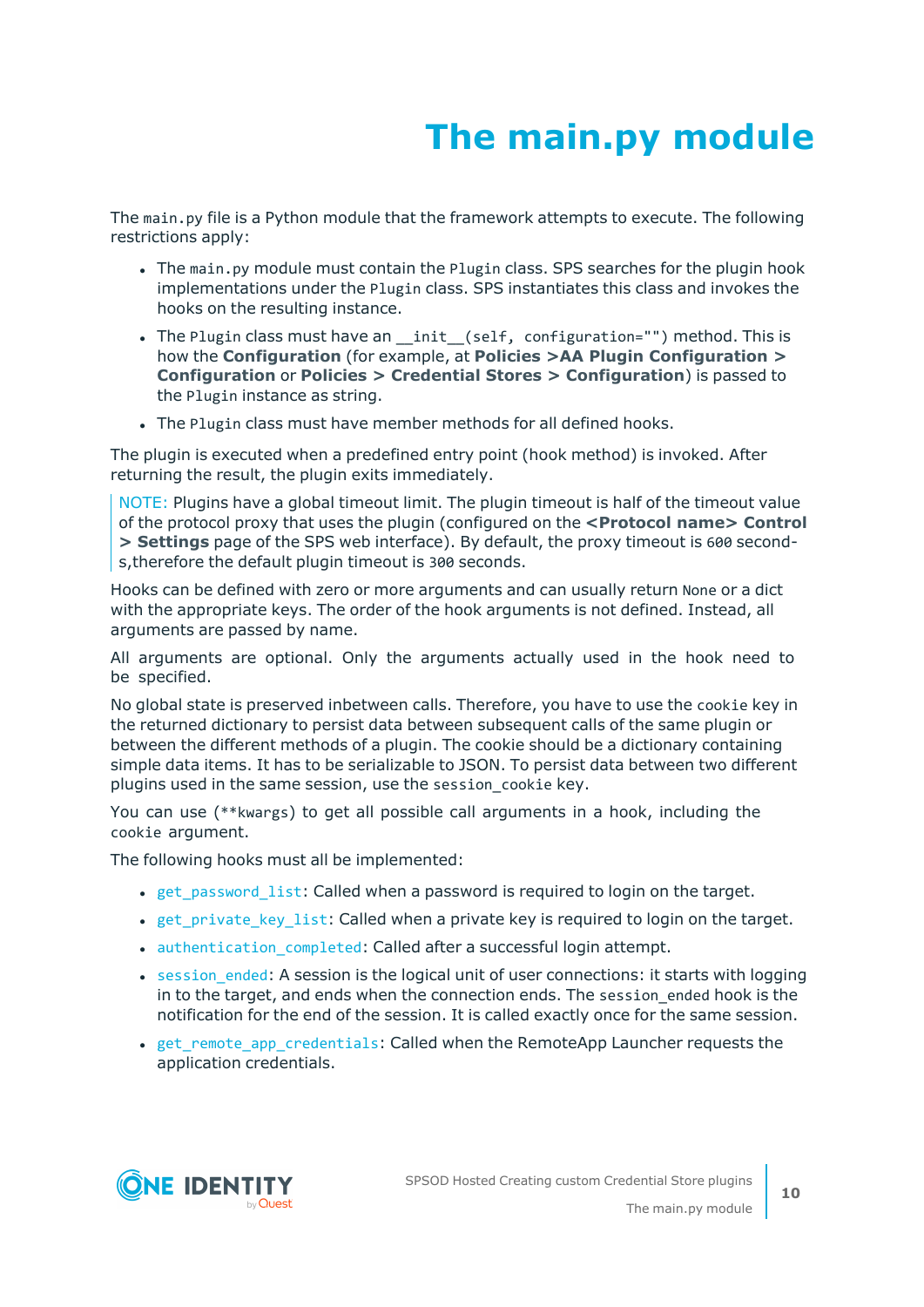# The main.py module

The `main.py` file is a Python module that the framework attempts to execute. The following restrictions apply:

- The `main.py` module must contain the `Plugin` class. SPS searches for the plugin hook implementations under the `Plugin` class. SPS instantiates this class and invokes the hooks on the resulting instance.
- The `Plugin` class must have an `__init__(self, configuration="")` method. This is how the **Configuration** (for example, at **Policies >AA Plugin Configuration > Configuration** or **Policies > Credential Stores > Configuration**) is passed to the `Plugin` instance as string.
- The `Plugin` class must have member methods for all defined hooks.

The plugin is executed when a predefined entry point (hook method) is invoked. After returning the result, the plugin exits immediately.

NOTE: Plugins have a global timeout limit. The plugin timeout is half of the timeout value of the protocol proxy that uses the plugin (configured on the **<Protocol name> Control > Settings** page of the SPS web interface). By default, the proxy timeout is `600` seconds,therefore the default plugin timeout is `300` seconds.

Hooks can be defined with zero or more arguments and can usually return `None` or a dict with the appropriate keys. The order of the hook arguments is not defined. Instead, all arguments are passed by name.

All arguments are optional. Only the arguments actually used in the hook need to be specified.

No global state is preserved inbetween calls. Therefore, you have to use the `cookie` key in the returned dictionary to persist data between subsequent calls of the same plugin or between the different methods of a plugin. The cookie should be a dictionary containing simple data items. It has to be serializable to JSON. To persist data between two different plugins used in the same session, use the `session_cookie` key.

You can use (`**kwargs`) to get all possible call arguments in a hook, including the `cookie` argument.

The following hooks must all be implemented:

- `get_password_list`: Called when a password is required to login on the target.
- `get_private_key_list`: Called when a private key is required to login on the target.
- `authentication_completed`: Called after a successful login attempt.
- `session_ended`: A session is the logical unit of user connections: it starts with logging in to the target, and ends when the connection ends. The `session_ended` hook is the notification for the end of the session. It is called exactly once for the same session.
- `get_remote_app_credentials`: Called when the RemoteApp Launcher requests the application credentials.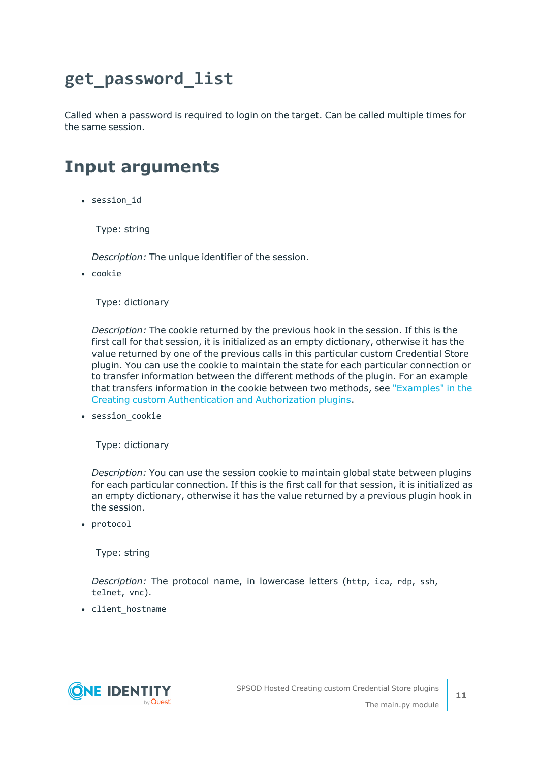## get_password_list

Called when a password is required to login on the target. Can be called multiple times for the same session.

## Input arguments

- `session_id`

  Type: string

  *Description:* The unique identifier of the session.

- `cookie`

  Type: dictionary

  *Description:* The cookie returned by the previous hook in the session. If this is the first call for that session, it is initialized as an empty dictionary, otherwise it has the value returned by one of the previous calls in this particular custom Credential Store plugin. You can use the cookie to maintain the state for each particular connection or to transfer information between the different methods of the plugin. For an example that transfers information in the cookie between two methods, see "Examples" in the Creating custom Authentication and Authorization plugins.

- `session_cookie`

  Type: dictionary

  *Description:* You can use the session cookie to maintain global state between plugins for each particular connection. If this is the first call for that session, it is initialized as an empty dictionary, otherwise it has the value returned by a previous plugin hook in the session.

- `protocol`

  Type: string

  *Description:* The protocol name, in lowercase letters (`http`, `ica`, `rdp`, `ssh`, `telnet`, `vnc`).

- `client_hostname`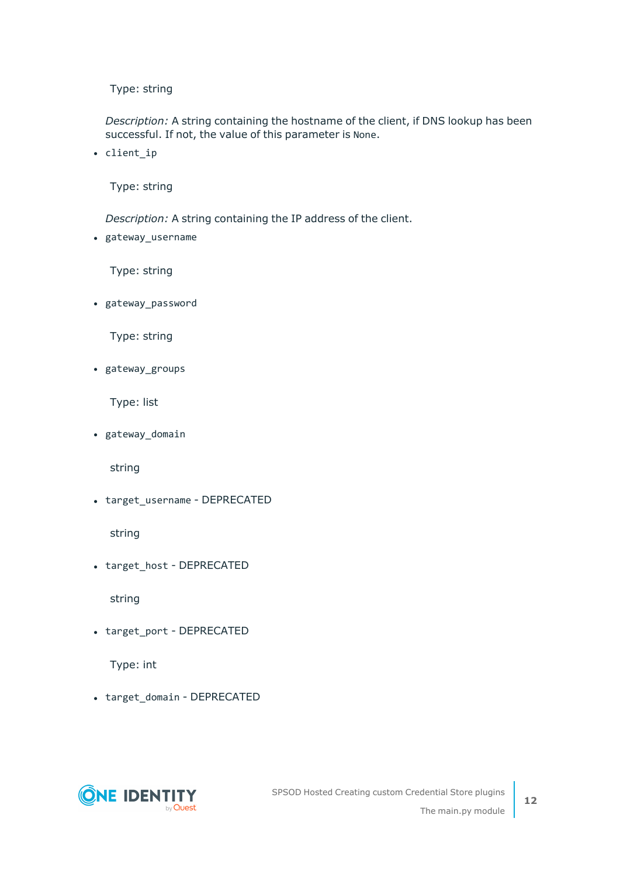Type: string

*Description:* A string containing the hostname of the client, if DNS lookup has been successful. If not, the value of this parameter is `None`.

- `client_ip`

  Type: string

  *Description:* A string containing the IP address of the client.

- `gateway_username`

  Type: string

- `gateway_password`

  Type: string

- `gateway_groups`

  Type: list

- `gateway_domain`

  string

- `target_username` - DEPRECATED

  string

- `target_host` - DEPRECATED

  string

- `target_port` - DEPRECATED

  Type: int

- `target_domain` - DEPRECATED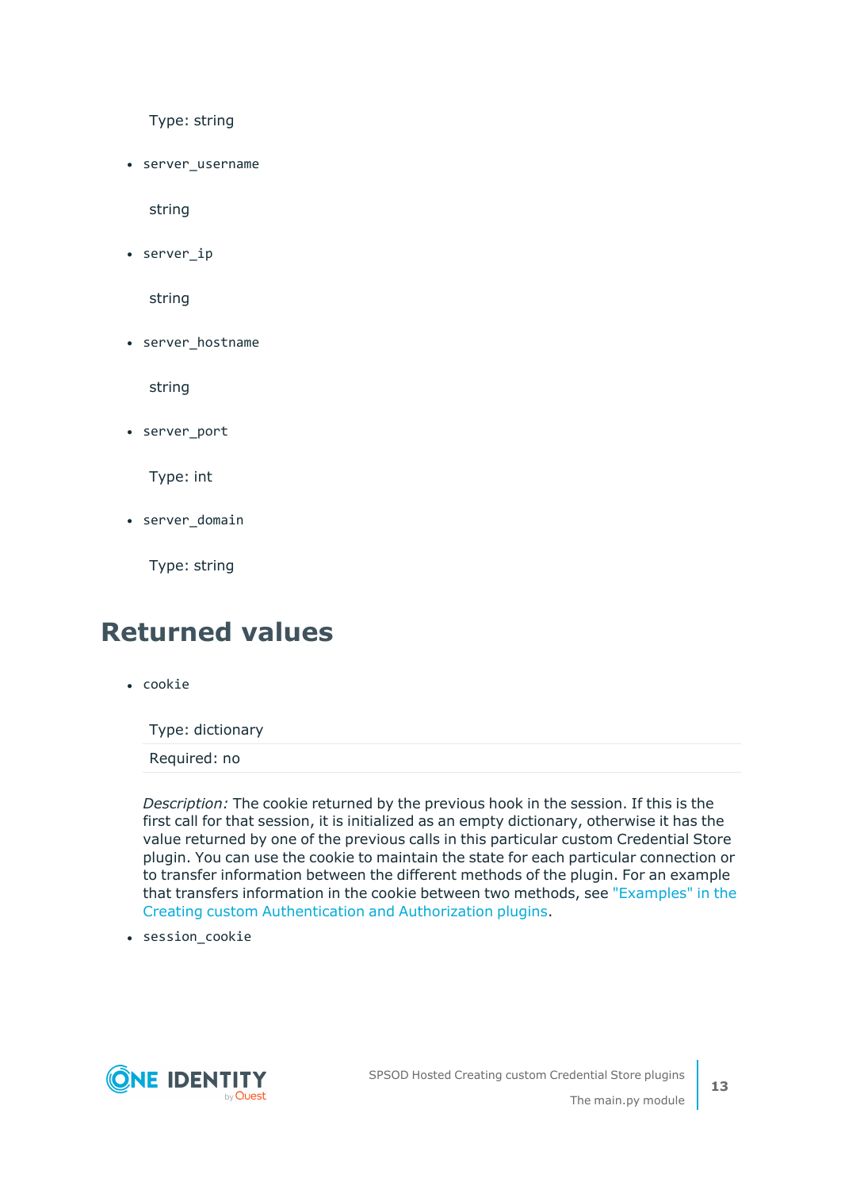Type: string

- `server_username`

  string

- `server_ip`

  string

- `server_hostname`

  string

- `server_port`

  Type: int

- `server_domain`

  Type: string

## Returned values

- `cookie`

  | Type: dictionary |
  |---|
  | Required: no |

  *Description:* The cookie returned by the previous hook in the session. If this is the first call for that session, it is initialized as an empty dictionary, otherwise it has the value returned by one of the previous calls in this particular custom Credential Store plugin. You can use the cookie to maintain the state for each particular connection or to transfer information between the different methods of the plugin. For an example that transfers information in the cookie between two methods, see "Examples" in the Creating custom Authentication and Authorization plugins.

- `session_cookie`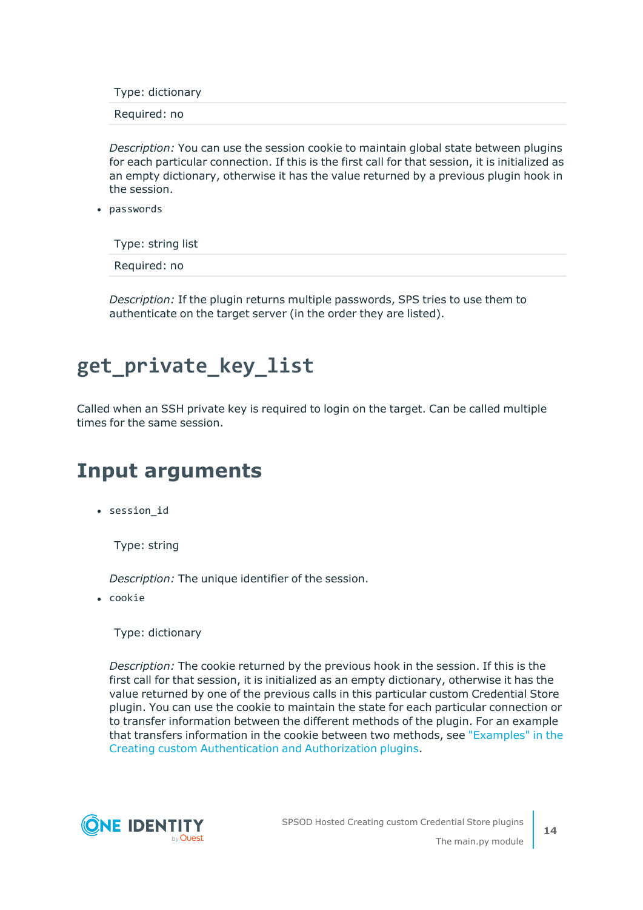Type: dictionary

Required: no

*Description:* You can use the session cookie to maintain global state between plugins for each particular connection. If this is the first call for that session, it is initialized as an empty dictionary, otherwise it has the value returned by a previous plugin hook in the session.

- `passwords`

  Type: string list

  Required: no

  *Description:* If the plugin returns multiple passwords, SPS tries to use them to authenticate on the target server (in the order they are listed).

# get_private_key_list

Called when an SSH private key is required to login on the target. Can be called multiple times for the same session.

# Input arguments

- `session_id`

  Type: string

  *Description:* The unique identifier of the session.

- `cookie`

  Type: dictionary

  *Description:* The cookie returned by the previous hook in the session. If this is the first call for that session, it is initialized as an empty dictionary, otherwise it has the value returned by one of the previous calls in this particular custom Credential Store plugin. You can use the cookie to maintain the state for each particular connection or to transfer information between the different methods of the plugin. For an example that transfers information in the cookie between two methods, see "Examples" in the Creating custom Authentication and Authorization plugins.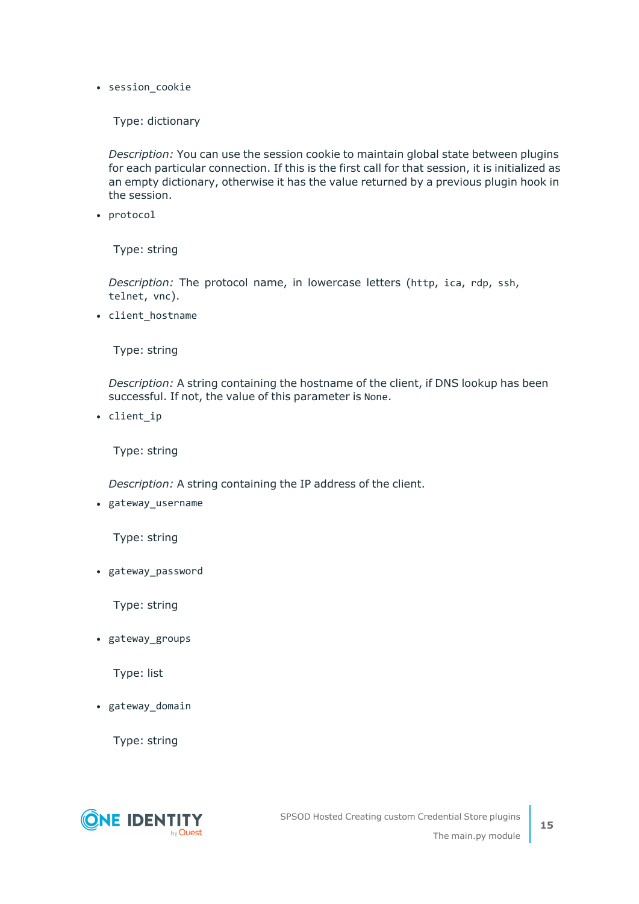- `session_cookie`

  Type: dictionary

  *Description:* You can use the session cookie to maintain global state between plugins for each particular connection. If this is the first call for that session, it is initialized as an empty dictionary, otherwise it has the value returned by a previous plugin hook in the session.

- `protocol`

  Type: string

  *Description:* The protocol name, in lowercase letters (`http`, `ica`, `rdp`, `ssh`, `telnet`, `vnc`).

- `client_hostname`

  Type: string

  *Description:* A string containing the hostname of the client, if DNS lookup has been successful. If not, the value of this parameter is `None`.

- `client_ip`

  Type: string

  *Description:* A string containing the IP address of the client.

- `gateway_username`

  Type: string

- `gateway_password`

  Type: string

- `gateway_groups`

  Type: list

- `gateway_domain`

  Type: string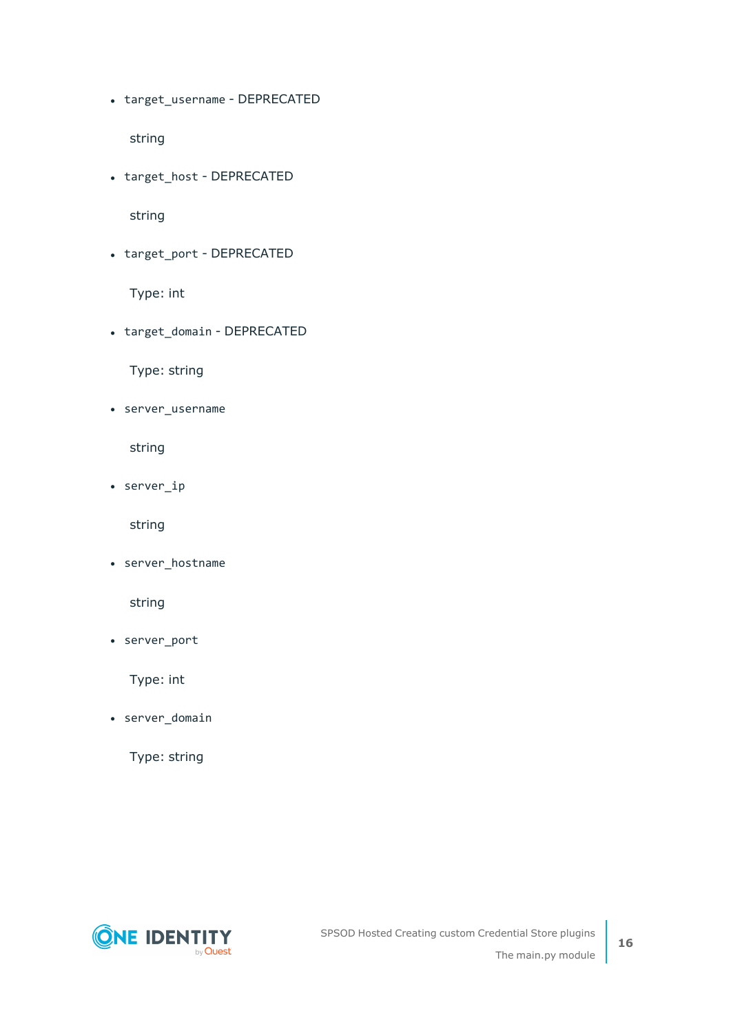- `target_username` - DEPRECATED

  string

- `target_host` - DEPRECATED

  string

- `target_port` - DEPRECATED

  Type: int

- `target_domain` - DEPRECATED

  Type: string

- `server_username`

  string

- `server_ip`

  string

- `server_hostname`

  string

- `server_port`

  Type: int

- `server_domain`

  Type: string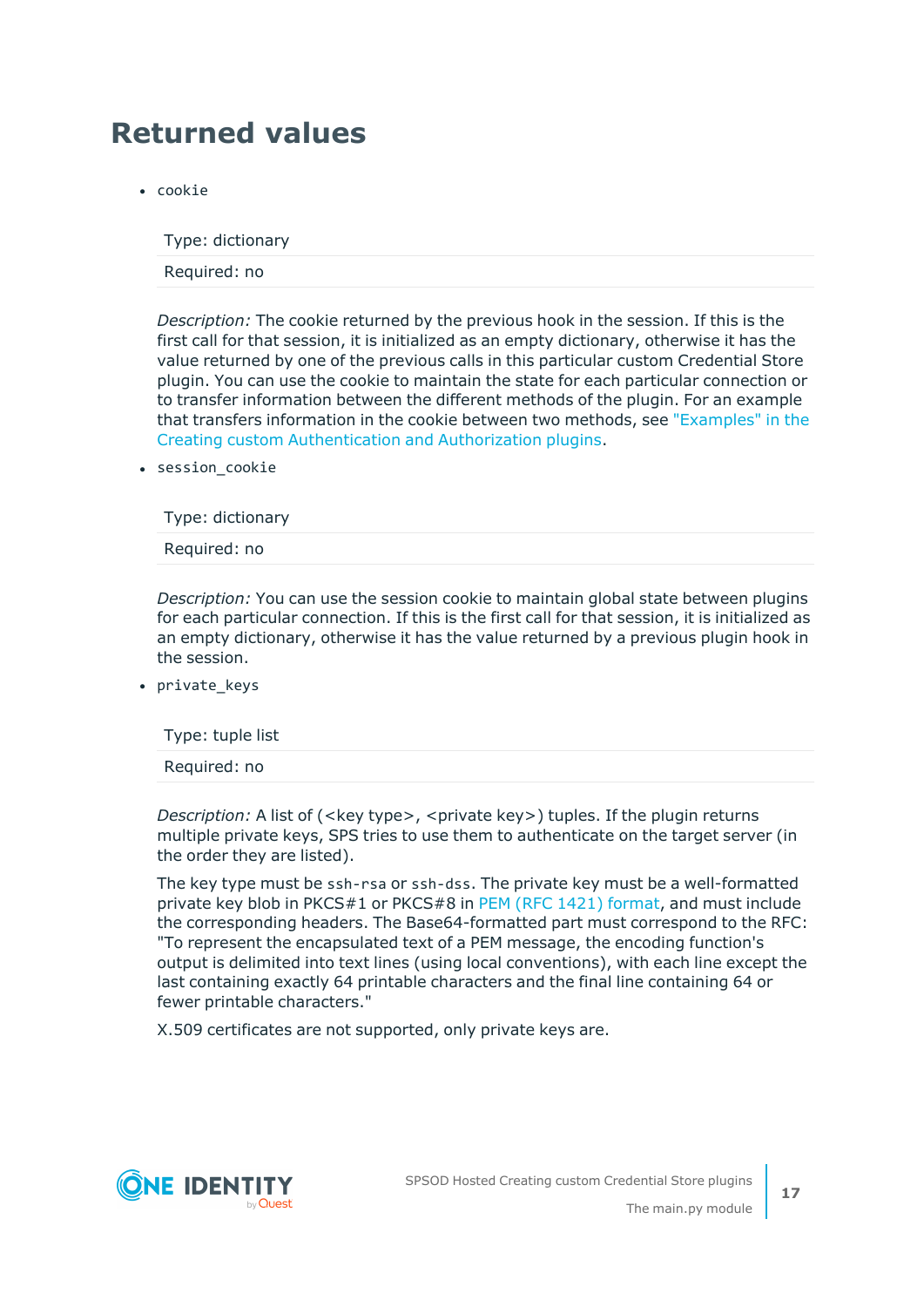# Returned values

- `cookie`

  | Type: dictionary |
  | --- |
  | Required: no |

  *Description:* The cookie returned by the previous hook in the session. If this is the first call for that session, it is initialized as an empty dictionary, otherwise it has the value returned by one of the previous calls in this particular custom Credential Store plugin. You can use the cookie to maintain the state for each particular connection or to transfer information between the different methods of the plugin. For an example that transfers information in the cookie between two methods, see "Examples" in the Creating custom Authentication and Authorization plugins.

- `session_cookie`

  | Type: dictionary |
  | --- |
  | Required: no |

  *Description:* You can use the session cookie to maintain global state between plugins for each particular connection. If this is the first call for that session, it is initialized as an empty dictionary, otherwise it has the value returned by a previous plugin hook in the session.

- `private_keys`

  | Type: tuple list |
  | --- |
  | Required: no |

  *Description:* A list of (<key type>, <private key>) tuples. If the plugin returns multiple private keys, SPS tries to use them to authenticate on the target server (in the order they are listed).

  The key type must be `ssh-rsa` or `ssh-dss`. The private key must be a well-formatted private key blob in PKCS#1 or PKCS#8 in PEM (RFC 1421) format, and must include the corresponding headers. The Base64-formatted part must correspond to the RFC: "To represent the encapsulated text of a PEM message, the encoding function's output is delimited into text lines (using local conventions), with each line except the last containing exactly 64 printable characters and the final line containing 64 or fewer printable characters."

  X.509 certificates are not supported, only private keys are.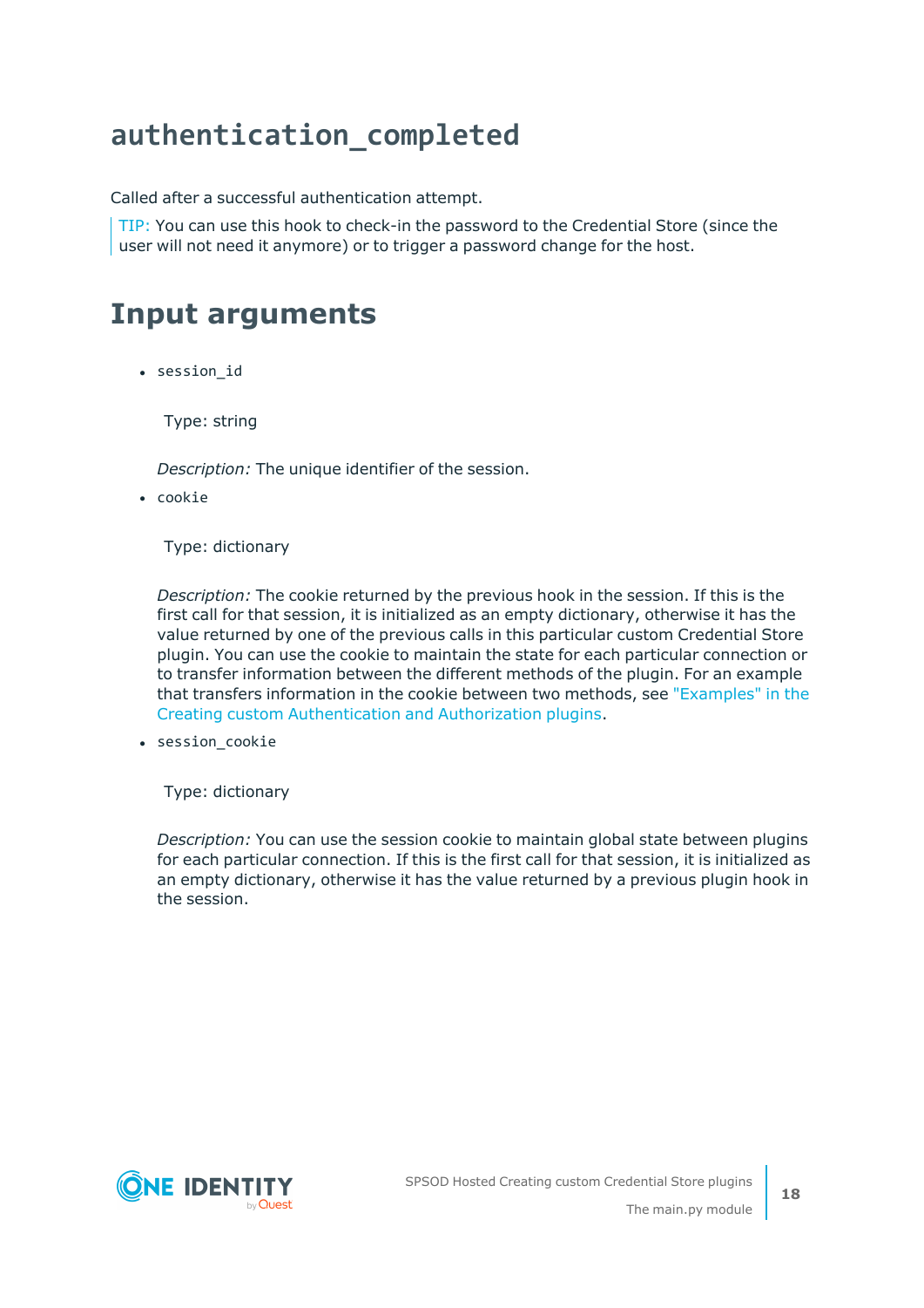# `authentication_completed`

Called after a successful authentication attempt.

> TIP: You can use this hook to check-in the password to the Credential Store (since the user will not need it anymore) or to trigger a password change for the host.

## Input arguments

- `session_id`

  Type: string

  *Description:* The unique identifier of the session.

- `cookie`

  Type: dictionary

  *Description:* The cookie returned by the previous hook in the session. If this is the first call for that session, it is initialized as an empty dictionary, otherwise it has the value returned by one of the previous calls in this particular custom Credential Store plugin. You can use the cookie to maintain the state for each particular connection or to transfer information between the different methods of the plugin. For an example that transfers information in the cookie between two methods, see "Examples" in the Creating custom Authentication and Authorization plugins.

- `session_cookie`

  Type: dictionary

  *Description:* You can use the session cookie to maintain global state between plugins for each particular connection. If this is the first call for that session, it is initialized as an empty dictionary, otherwise it has the value returned by a previous plugin hook in the session.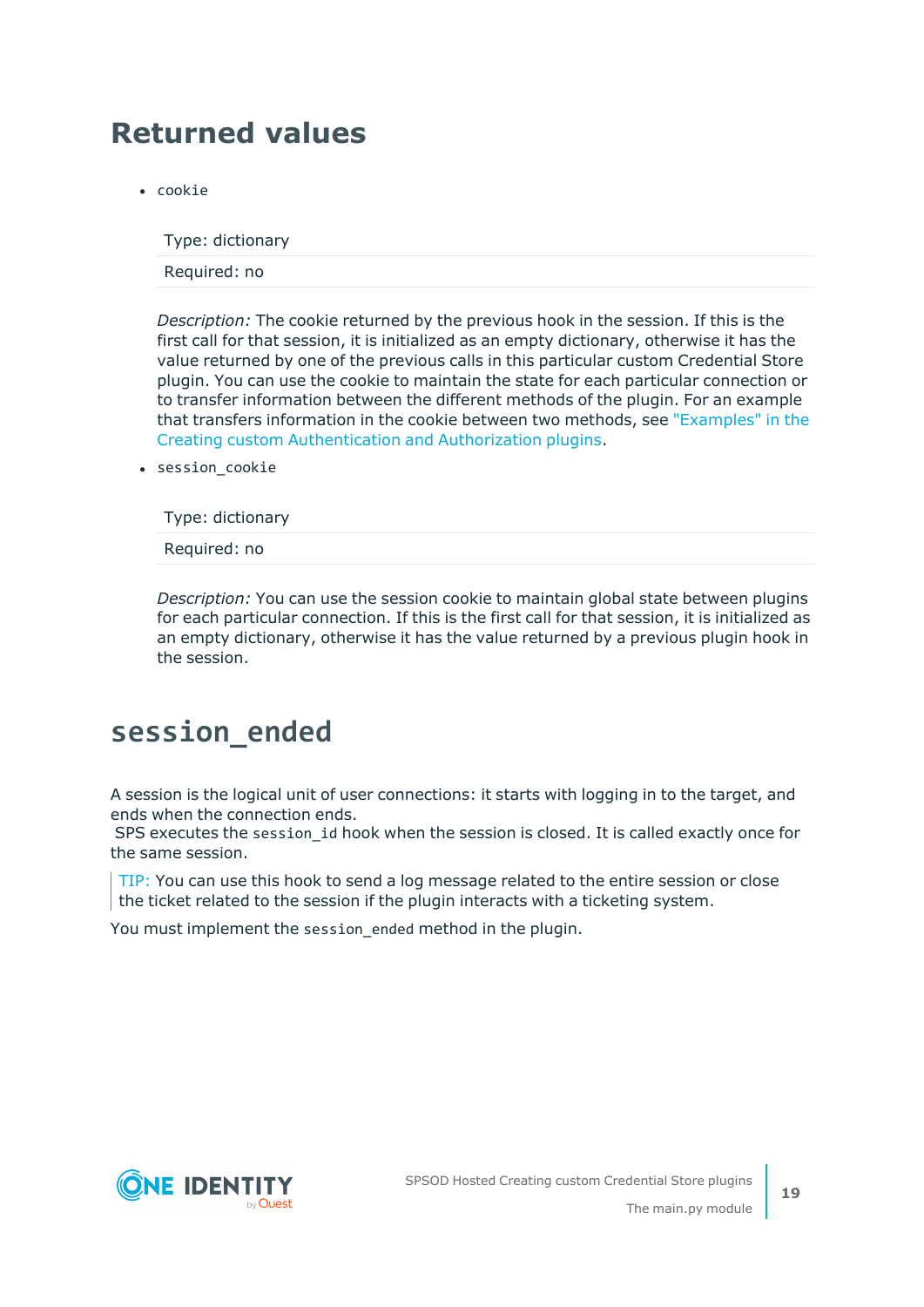## Returned values

- `cookie`

| Type: dictionary |
|---|
| Required: no |

*Description:* The cookie returned by the previous hook in the session. If this is the first call for that session, it is initialized as an empty dictionary, otherwise it has the value returned by one of the previous calls in this particular custom Credential Store plugin. You can use the cookie to maintain the state for each particular connection or to transfer information between the different methods of the plugin. For an example that transfers information in the cookie between two methods, see "Examples" in the Creating custom Authentication and Authorization plugins.

- `session_cookie`

| Type: dictionary |
|---|
| Required: no |

*Description:* You can use the session cookie to maintain global state between plugins for each particular connection. If this is the first call for that session, it is initialized as an empty dictionary, otherwise it has the value returned by a previous plugin hook in the session.

## `session_ended`

A session is the logical unit of user connections: it starts with logging in to the target, and ends when the connection ends.
SPS executes the `session_id` hook when the session is closed. It is called exactly once for the same session.

> TIP: You can use this hook to send a log message related to the entire session or close the ticket related to the session if the plugin interacts with a ticketing system.

You must implement the `session_ended` method in the plugin.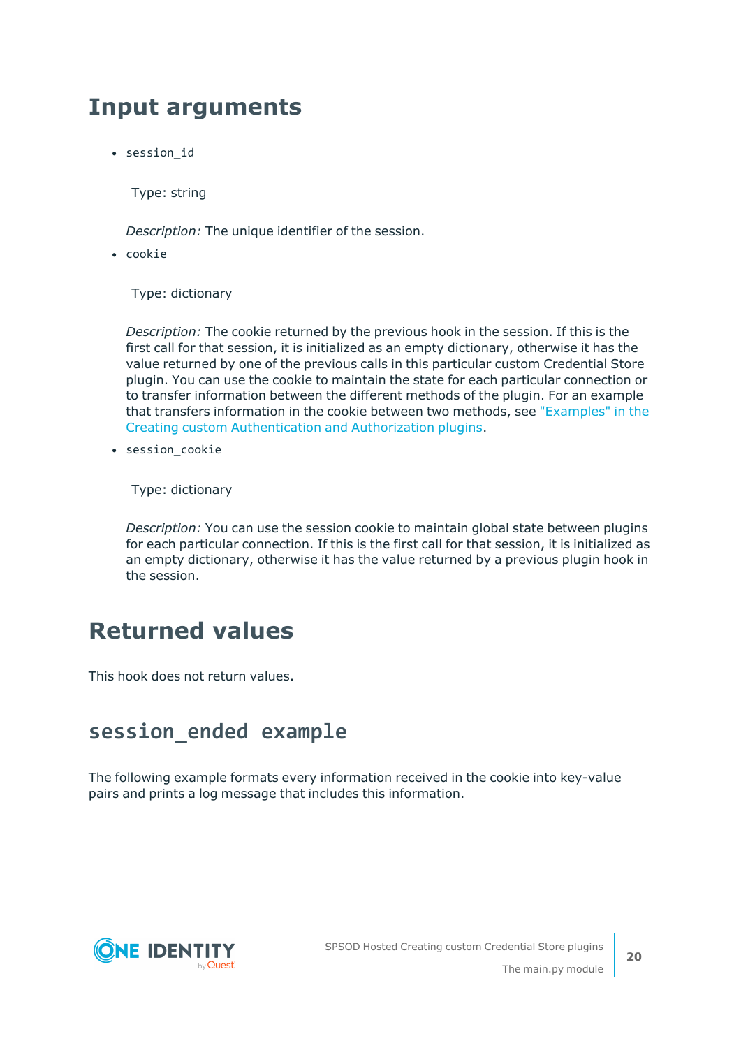## Input arguments

- `session_id`

  Type: string

  *Description:* The unique identifier of the session.

- `cookie`

  Type: dictionary

  *Description:* The cookie returned by the previous hook in the session. If this is the first call for that session, it is initialized as an empty dictionary, otherwise it has the value returned by one of the previous calls in this particular custom Credential Store plugin. You can use the cookie to maintain the state for each particular connection or to transfer information between the different methods of the plugin. For an example that transfers information in the cookie between two methods, see "Examples" in the Creating custom Authentication and Authorization plugins.

- `session_cookie`

  Type: dictionary

  *Description:* You can use the session cookie to maintain global state between plugins for each particular connection. If this is the first call for that session, it is initialized as an empty dictionary, otherwise it has the value returned by a previous plugin hook in the session.

## Returned values

This hook does not return values.

### `session_ended` example

The following example formats every information received in the cookie into key-value pairs and prints a log message that includes this information.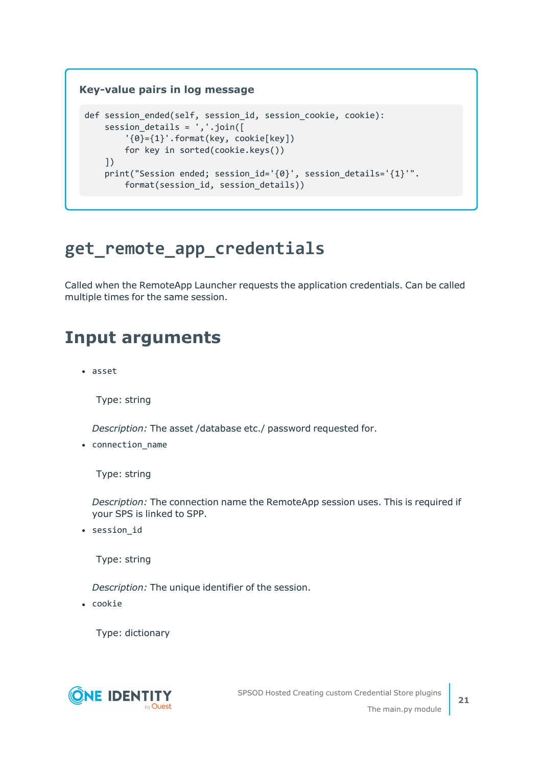**Key-value pairs in log message**

```
def session_ended(self, session_id, session_cookie, cookie):
    session_details = ','.join([
        '{0}={1}'.format(key, cookie[key])
        for key in sorted(cookie.keys())
    ])
    print("Session ended; session_id='{0}', session_details='{1}'".
        format(session_id, session_details))
```

# get_remote_app_credentials

Called when the RemoteApp Launcher requests the application credentials. Can be called multiple times for the same session.

# Input arguments

- `asset`

  Type: string

  *Description:* The asset /database etc./ password requested for.

- `connection_name`

  Type: string

  *Description:* The connection name the RemoteApp session uses. This is required if your SPS is linked to SPP.

- `session_id`

  Type: string

  *Description:* The unique identifier of the session.

- `cookie`

  Type: dictionary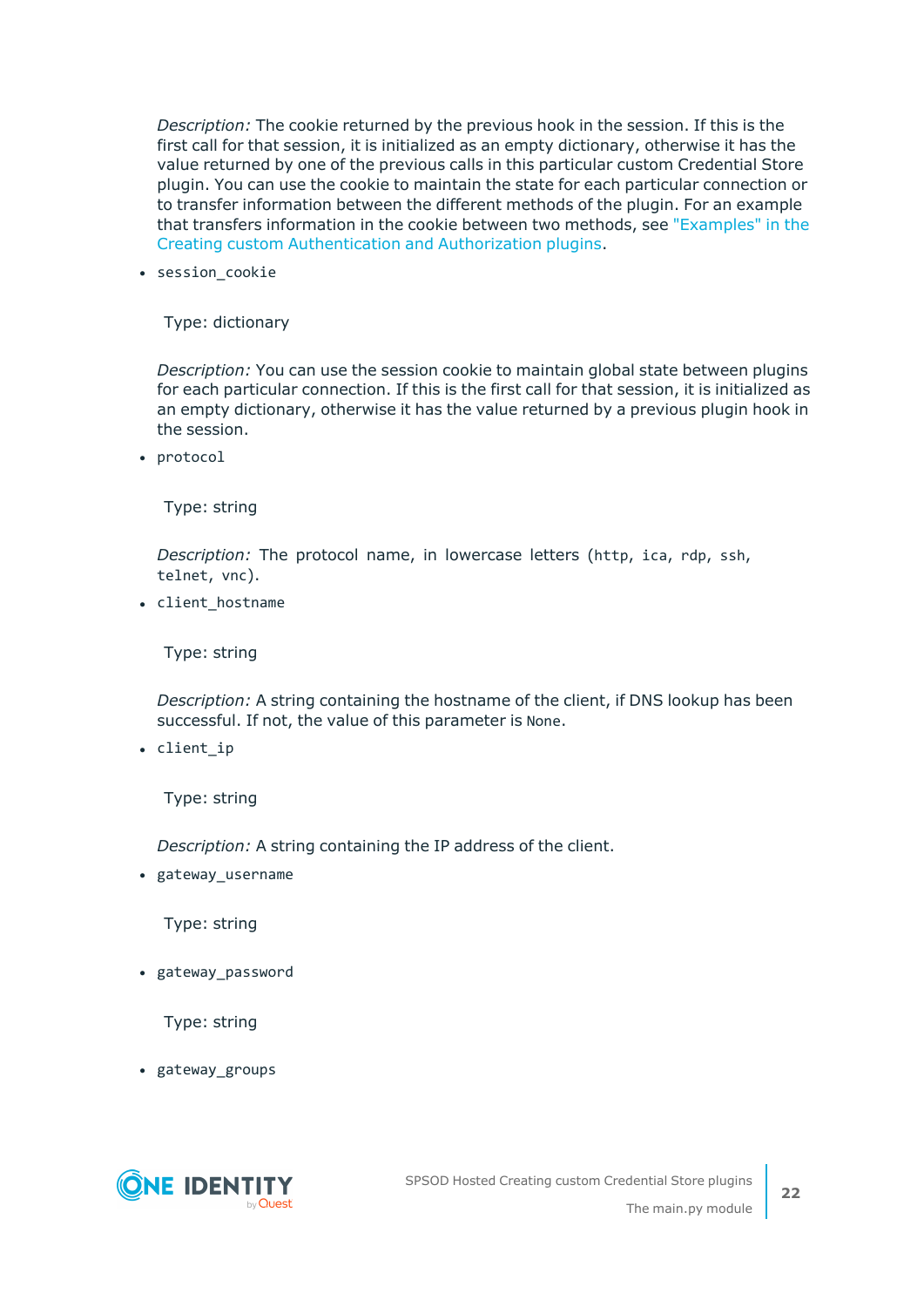*Description:* The cookie returned by the previous hook in the session. If this is the first call for that session, it is initialized as an empty dictionary, otherwise it has the value returned by one of the previous calls in this particular custom Credential Store plugin. You can use the cookie to maintain the state for each particular connection or to transfer information between the different methods of the plugin. For an example that transfers information in the cookie between two methods, see "Examples" in the Creating custom Authentication and Authorization plugins.

- `session_cookie`

  Type: dictionary

  *Description:* You can use the session cookie to maintain global state between plugins for each particular connection. If this is the first call for that session, it is initialized as an empty dictionary, otherwise it has the value returned by a previous plugin hook in the session.

- `protocol`

  Type: string

  *Description:* The protocol name, in lowercase letters (`http`, `ica`, `rdp`, `ssh`, `telnet`, `vnc`).

- `client_hostname`

  Type: string

  *Description:* A string containing the hostname of the client, if DNS lookup has been successful. If not, the value of this parameter is `None`.

- `client_ip`

  Type: string

  *Description:* A string containing the IP address of the client.

- `gateway_username`

  Type: string

- `gateway_password`

  Type: string

- `gateway_groups`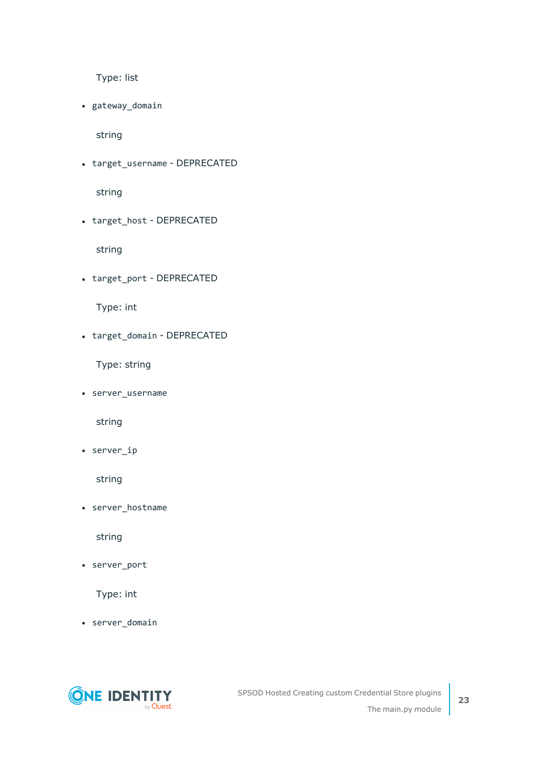Type: list

- `gateway_domain`

  string

- `target_username` - DEPRECATED

  string

- `target_host` - DEPRECATED

  string

- `target_port` - DEPRECATED

  Type: int

- `target_domain` - DEPRECATED

  Type: string

- `server_username`

  string

- `server_ip`

  string

- `server_hostname`

  string

- `server_port`

  Type: int

- `server_domain`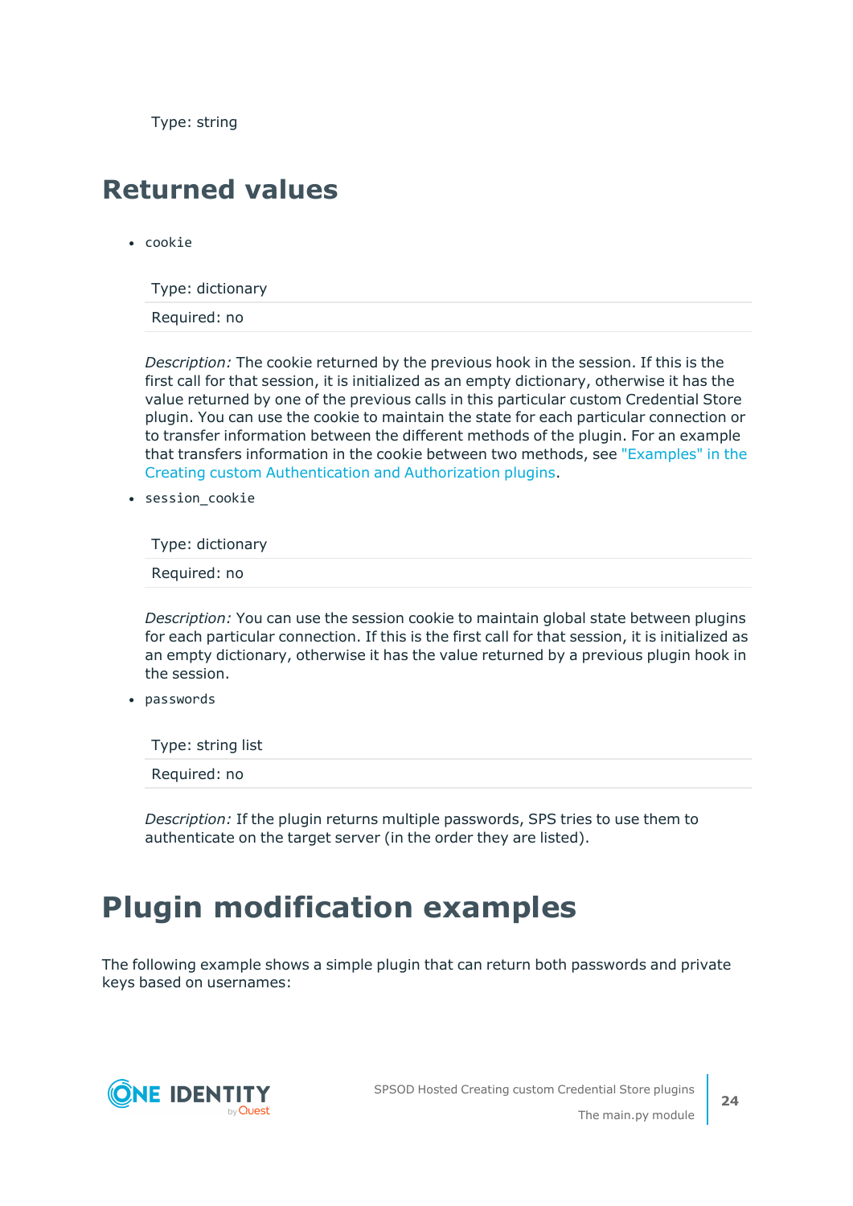Type: string

# Returned values

- `cookie`

  | Type: dictionary |
  | --- |
  | Required: no |

  *Description:* The cookie returned by the previous hook in the session. If this is the first call for that session, it is initialized as an empty dictionary, otherwise it has the value returned by one of the previous calls in this particular custom Credential Store plugin. You can use the cookie to maintain the state for each particular connection or to transfer information between the different methods of the plugin. For an example that transfers information in the cookie between two methods, see "Examples" in the Creating custom Authentication and Authorization plugins.

- `session_cookie`

  | Type: dictionary |
  | --- |
  | Required: no |

  *Description:* You can use the session cookie to maintain global state between plugins for each particular connection. If this is the first call for that session, it is initialized as an empty dictionary, otherwise it has the value returned by a previous plugin hook in the session.

- `passwords`

  | Type: string list |
  | --- |
  | Required: no |

  *Description:* If the plugin returns multiple passwords, SPS tries to use them to authenticate on the target server (in the order they are listed).

# Plugin modification examples

The following example shows a simple plugin that can return both passwords and private keys based on usernames: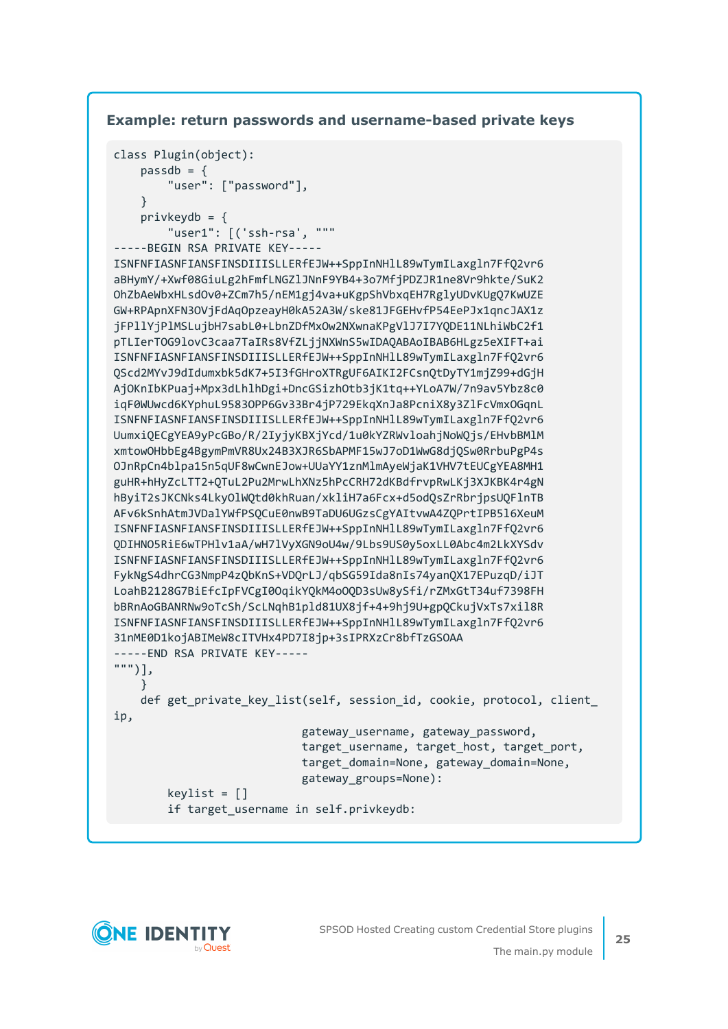#### Example: return passwords and username-based private keys

```
class Plugin(object):
    passdb = {
        "user": ["password"],
    }
    privkeydb = {
        "user1": [('ssh-rsa', """
-----BEGIN RSA PRIVATE KEY-----
ISNFNFIASNFIANSFINSDIIISLLERfEJW++SppInNHlL89wTymILaxgln7FfQ2vr6
aBHymY/+Xwf08GiuLg2hFmfLNGZlJNnF9YB4+3o7MfjPDZJR1ne8Vr9hkte/SuK2
OhZbAeWbxHLsdOv0+ZCm7h5/nEM1gj4va+uKgpShVbxqEH7RglyUDvKUgQ7KwUZE
GW+RPApnXFN3OVjFdAqOpzeayH0kA52A3W/ske81JFGEHvfP54EePJx1qncJAX1z
jFPllYjPlMSLujbH7sabL0+LbnZDfMxOw2NXwnaKPgVlJ7I7YQDE11NLhiWbC2f1
pTLIerTOG9lovC3caa7TaIRs8VfZLjjNXWnS5wIDAQABAoIBAB6HLgz5eXIFT+ai
ISNFNFIASNFIANSFINSDIIISLLERfEJW++SppInNHlL89wTymILaxgln7FfQ2vr6
QScd2MYvJ9dIdumxbk5dK7+5I3fGHroXTRgUF6AIKI2FCsnQtDyTY1mjZ99+dGjH
AjOKnIbKPuaj+Mpx3dLhlhDgi+DncGSizhOtb3jK1tq++YLoA7W/7n9av5Ybz8c0
iqF0WUwcd6KYphuL9583OPP6Gv33Br4jP729EkqXnJa8PcniX8y3ZlFcVmxOGqnL
ISNFNFIASNFIANSFINSDIIISLLERfEJW++SppInNHlL89wTymILaxgln7FfQ2vr6
UumxiQECgYEA9yPcGBo/R/2IyjyKBXjYcd/1u0kYZRWvloahjNoWQjs/EHvbBMlM
xmtowOHbbEg4BgymPmVR8Ux24B3XJR6SbAPMF15wJ7oD1WwG8djQSw0RrbuPgP4s
OJnRpCn4blpa15n5qUF8wCwnEJow+UUaYY1znMlmAyeWjaK1VHV7tEUCgYEA8MH1
guHR+hHyZcLTT2+QTuL2Pu2MrwLhXNz5hPcCRH72dKBdfrvpRwLKj3XJKBK4r4gN
hByiT2sJKCNks4LkyOlWQtd0khRuan/xkliH7a6Fcx+d5odQsZrRbrjpsUQFlnTB
AFv6kSnhAtmJVDalYWfPSQCuE0nwB9TaDU6UGzsCgYAItvwA4ZQPrtIPB5l6XeuM
ISNFNFIASNFIANSFINSDIIISLLERfEJW++SppInNHlL89wTymILaxgln7FfQ2vr6
QDIHNO5RiE6wTPHlv1aA/wH7lVyXGN9oU4w/9Lbs9US0y5oxLL0Abc4m2LkXYSdv
ISNFNFIASNFIANSFINSDIIISLLERfEJW++SppInNHlL89wTymILaxgln7FfQ2vr6
FykNgS4dhrCG3NmpP4zQbKnS+VDQrLJ/qbSG59Ida8nIs74yanQX17EPuzqD/iJT
LoahB2128G7BiEfcIpFVCgI0OqikYQkM4oOQD3sUw8ySfi/rZMxGtT34uf7398FH
bBRnAoGBANRNw9oTcSh/ScLNqhB1pld81UX8jf+4+9hj9U+gpQCkujVxTs7xil8R
ISNFNFIASNFIANSFINSDIIISLLERfEJW++SppInNHlL89wTymILaxgln7FfQ2vr6
31nME0D1kojABIMeW8cITVHx4PD7I8jp+3sIPRXzCr8bfTzGSOAA
-----END RSA PRIVATE KEY-----
""")],
    }
    def get_private_key_list(self, session_id, cookie, protocol, client_
ip,
                            gateway_username, gateway_password,
                            target_username, target_host, target_port,
                            target_domain=None, gateway_domain=None,
                            gateway_groups=None):
        keylist = []
        if target_username in self.privkeydb:
```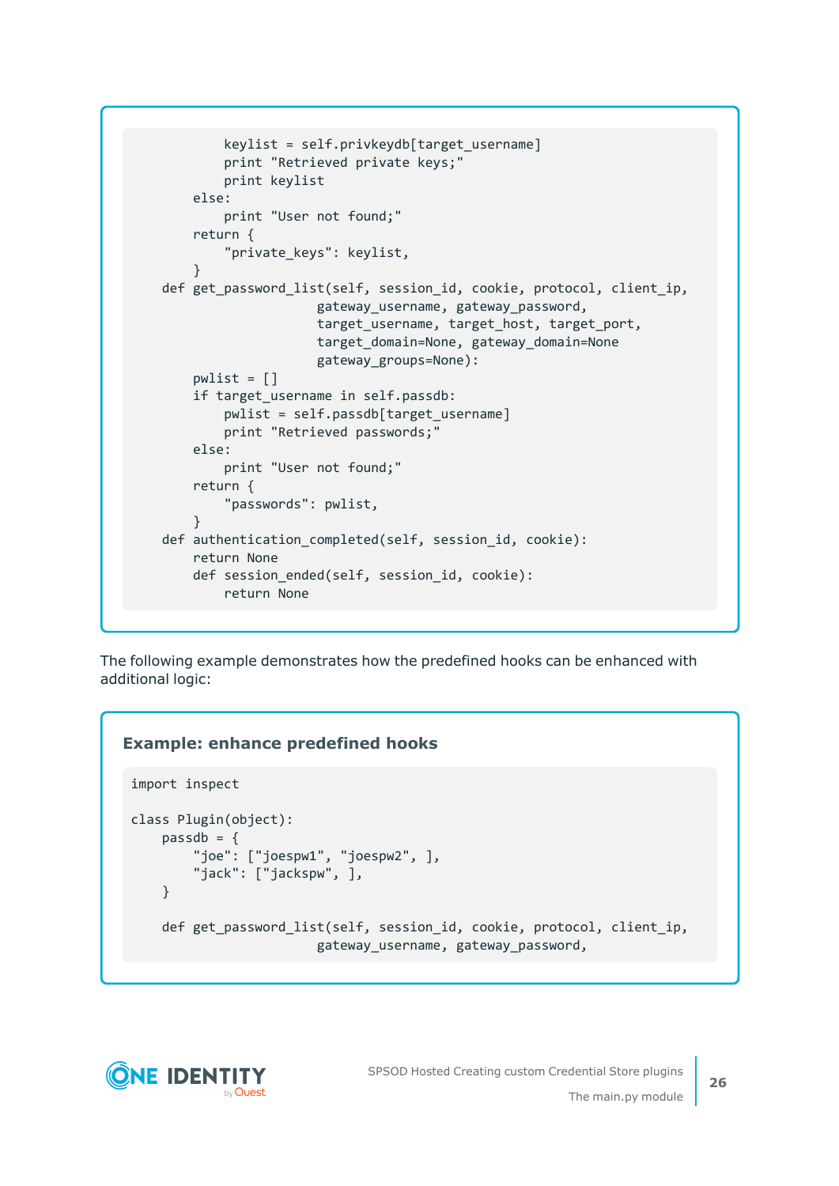```
            keylist = self.privkeydb[target_username]
            print "Retrieved private keys;"
            print keylist
        else:
            print "User not found;"
        return {
            "private_keys": keylist,
        }
    def get_password_list(self, session_id, cookie, protocol, client_ip,
                          gateway_username, gateway_password,
                          target_username, target_host, target_port,
                          target_domain=None, gateway_domain=None
                          gateway_groups=None):
        pwlist = []
        if target_username in self.passdb:
            pwlist = self.passdb[target_username]
            print "Retrieved passwords;"
        else:
            print "User not found;"
        return {
            "passwords": pwlist,
        }
    def authentication_completed(self, session_id, cookie):
        return None
        def session_ended(self, session_id, cookie):
            return None
```

The following example demonstrates how the predefined hooks can be enhanced with additional logic:

**Example: enhance predefined hooks**

```
import inspect

class Plugin(object):
    passdb = {
        "joe": ["joespw1", "joespw2", ],
        "jack": ["jackspw", ],
    }

    def get_password_list(self, session_id, cookie, protocol, client_ip,
                          gateway_username, gateway_password,
```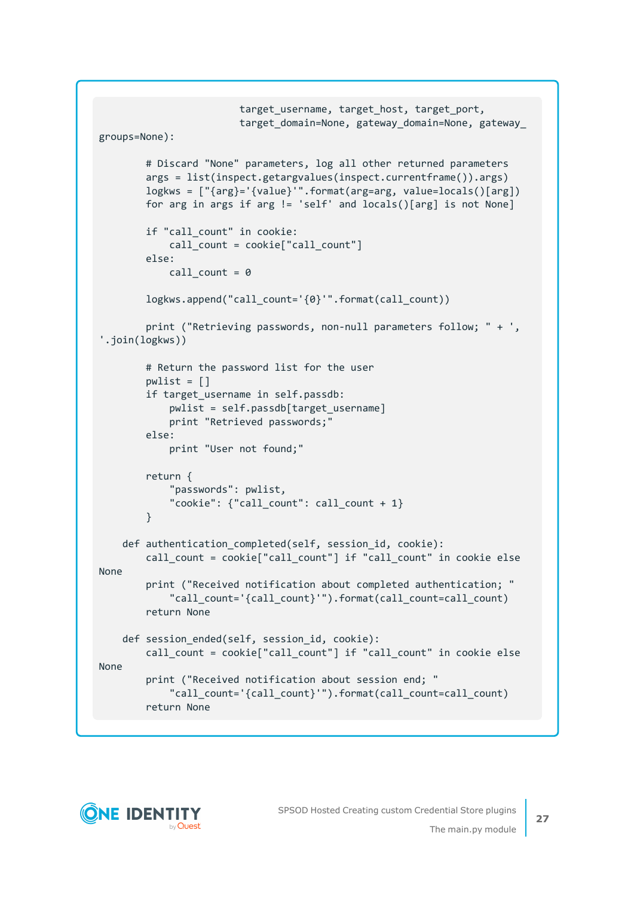```
                        target_username, target_host, target_port,
                        target_domain=None, gateway_domain=None, gateway_
groups=None):

        # Discard "None" parameters, log all other returned parameters
        args = list(inspect.getargvalues(inspect.currentframe()).args)
        logkws = ["{arg}='{value}'".format(arg=arg, value=locals()[arg])
        for arg in args if arg != 'self' and locals()[arg] is not None]

        if "call_count" in cookie:
            call_count = cookie["call_count"]
        else:
            call_count = 0

        logkws.append("call_count='{0}'".format(call_count))

        print ("Retrieving passwords, non-null parameters follow; " + ',
'.join(logkws))

        # Return the password list for the user
        pwlist = []
        if target_username in self.passdb:
            pwlist = self.passdb[target_username]
            print "Retrieved passwords;"
        else:
            print "User not found;"

        return {
            "passwords": pwlist,
            "cookie": {"call_count": call_count + 1}
        }

    def authentication_completed(self, session_id, cookie):
        call_count = cookie["call_count"] if "call_count" in cookie else
None
        print ("Received notification about completed authentication; "
            "call_count='{call_count}'").format(call_count=call_count)
        return None

    def session_ended(self, session_id, cookie):
        call_count = cookie["call_count"] if "call_count" in cookie else
None
        print ("Received notification about session end; "
            "call_count='{call_count}'").format(call_count=call_count)
        return None
```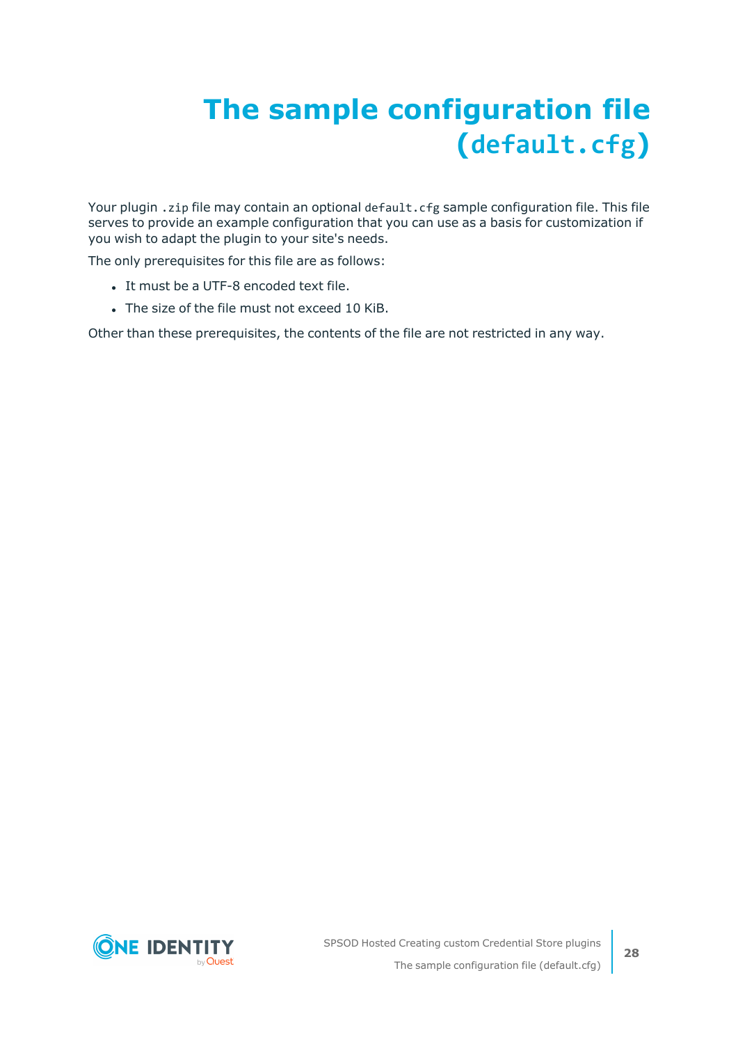# The sample configuration file (`default.cfg`)

Your plugin `.zip` file may contain an optional `default.cfg` sample configuration file. This file serves to provide an example configuration that you can use as a basis for customization if you wish to adapt the plugin to your site's needs.

The only prerequisites for this file are as follows:

- It must be a UTF-8 encoded text file.
- The size of the file must not exceed 10 KiB.

Other than these prerequisites, the contents of the file are not restricted in any way.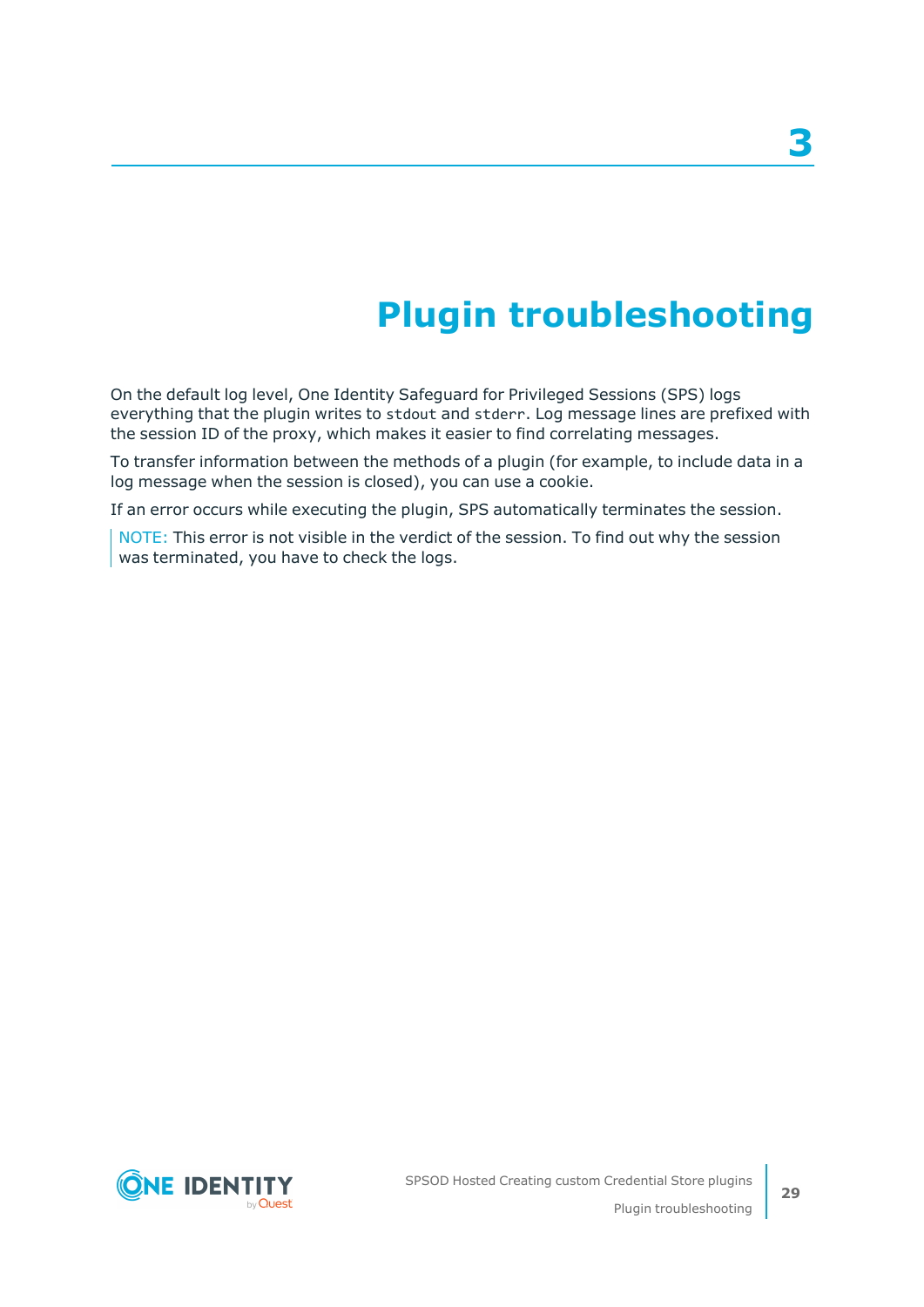# 3 Plugin troubleshooting

On the default log level, One Identity Safeguard for Privileged Sessions (SPS) logs everything that the plugin writes to `stdout` and `stderr`. Log message lines are prefixed with the session ID of the proxy, which makes it easier to find correlating messages.

To transfer information between the methods of a plugin (for example, to include data in a log message when the session is closed), you can use a cookie.

If an error occurs while executing the plugin, SPS automatically terminates the session.

> NOTE: This error is not visible in the verdict of the session. To find out why the session was terminated, you have to check the logs.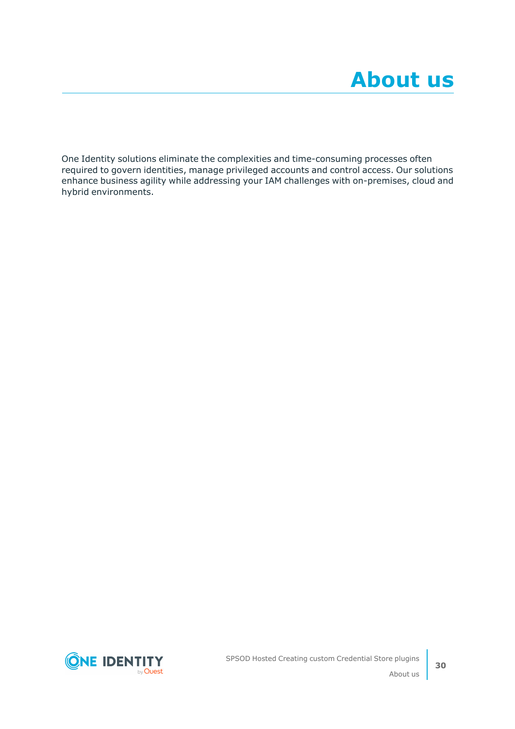# About us

One Identity solutions eliminate the complexities and time-consuming processes often required to govern identities, manage privileged accounts and control access. Our solutions enhance business agility while addressing your IAM challenges with on-premises, cloud and hybrid environments.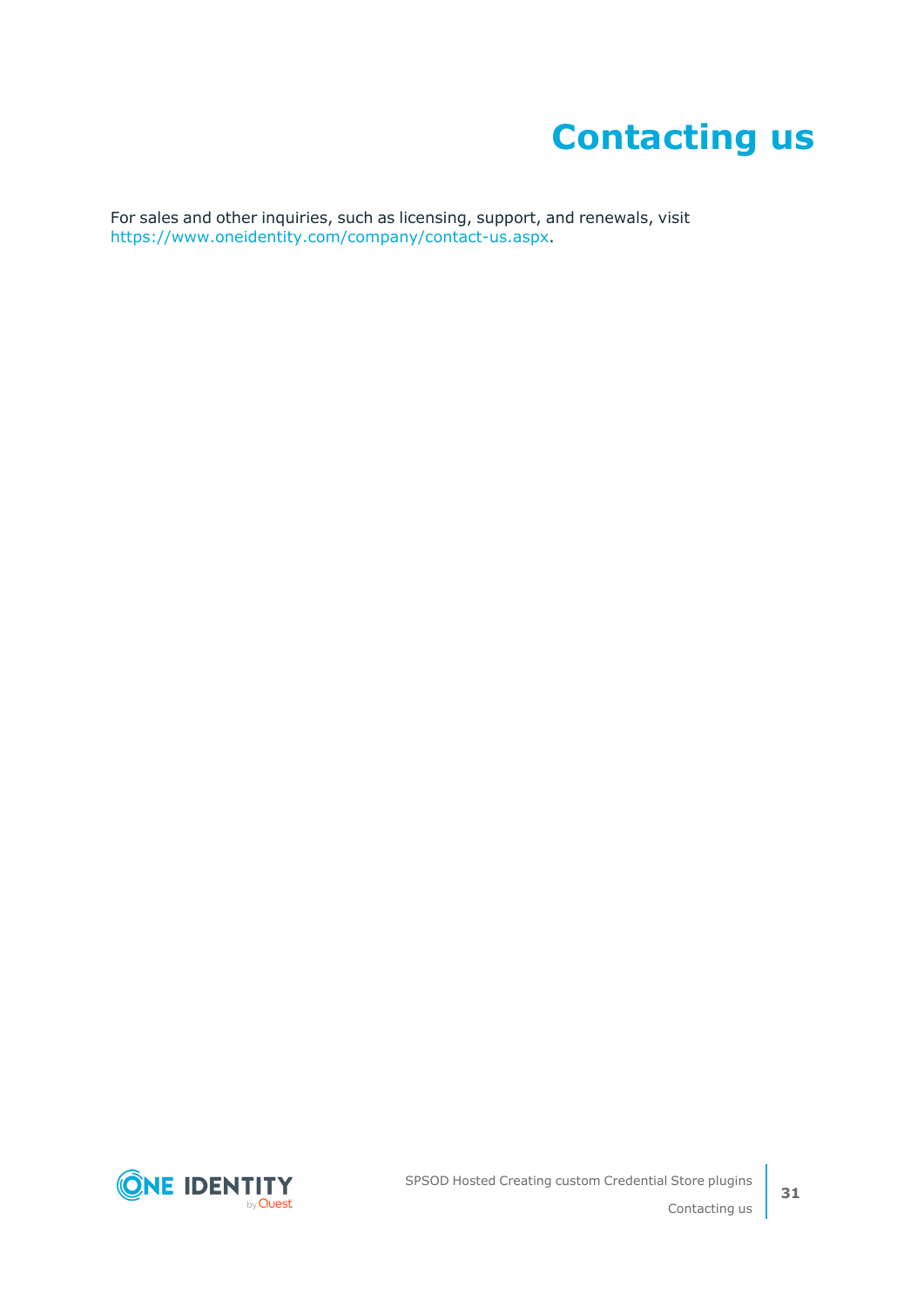# Contacting us

For sales and other inquiries, such as licensing, support, and renewals, visit https://www.oneidentity.com/company/contact-us.aspx.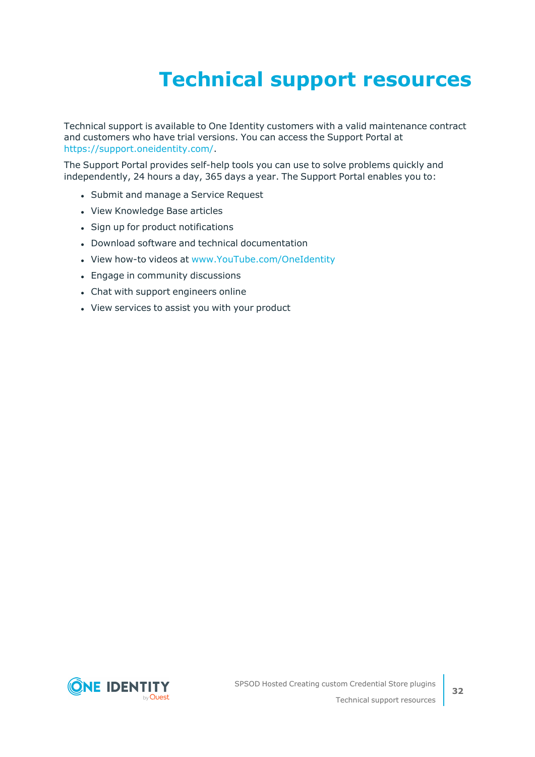# Technical support resources

Technical support is available to One Identity customers with a valid maintenance contract and customers who have trial versions. You can access the Support Portal at https://support.oneidentity.com/.

The Support Portal provides self-help tools you can use to solve problems quickly and independently, 24 hours a day, 365 days a year. The Support Portal enables you to:

- Submit and manage a Service Request
- View Knowledge Base articles
- Sign up for product notifications
- Download software and technical documentation
- View how-to videos at www.YouTube.com/OneIdentity
- Engage in community discussions
- Chat with support engineers online
- View services to assist you with your product